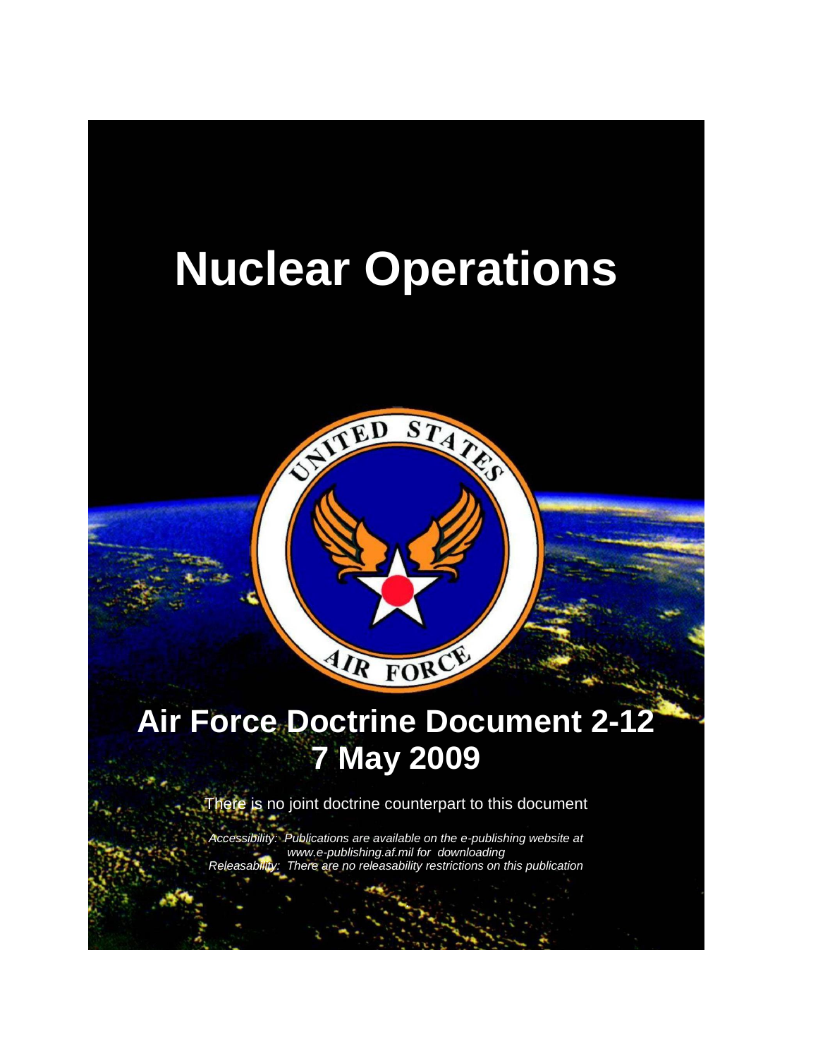# Nuclear Operations

## Air Force Doctrine Document 2-12
## 7 May 2009

There is no joint doctrine counterpart to this document

*Accessibility: Publications are available on the e-publishing website at www.e-publishing.af.mil for downloading*
*Releasability: There are no releasability restrictions on this publication*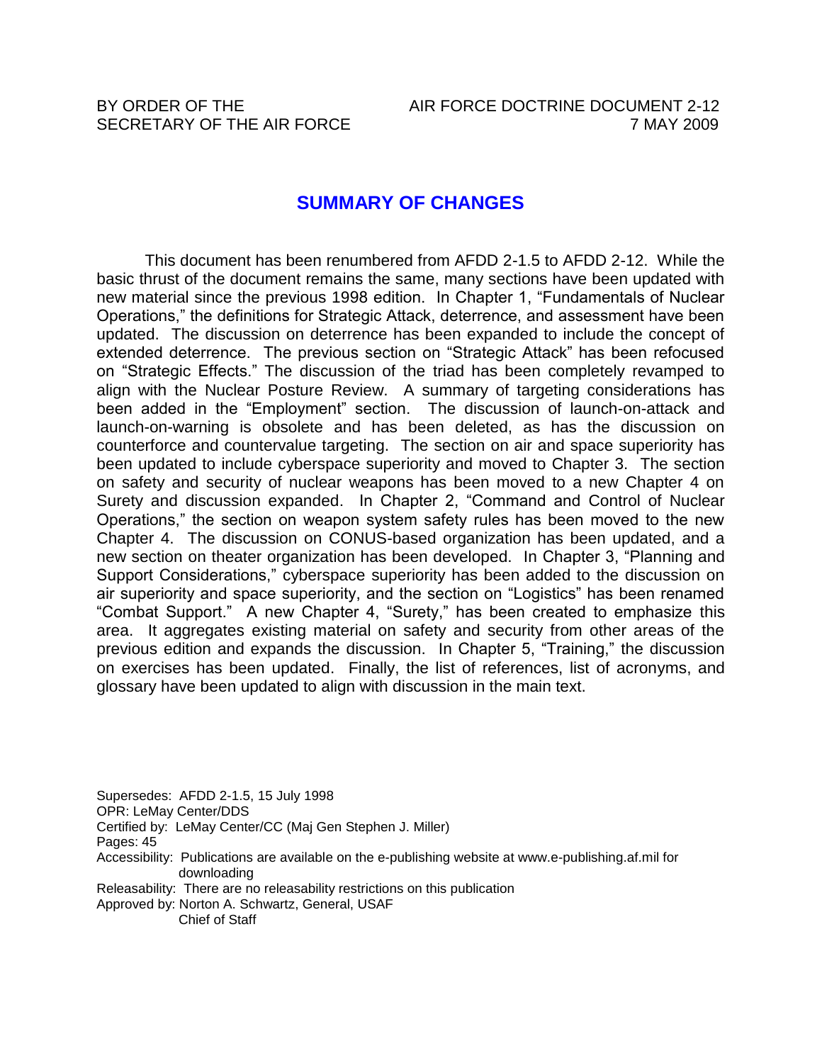BY ORDER OF THE SECRETARY OF THE AIR FORCE

AIR FORCE DOCTRINE DOCUMENT 2-12
7 MAY 2009

## SUMMARY OF CHANGES

This document has been renumbered from AFDD 2-1.5 to AFDD 2-12. While the basic thrust of the document remains the same, many sections have been updated with new material since the previous 1998 edition. In Chapter 1, "Fundamentals of Nuclear Operations," the definitions for Strategic Attack, deterrence, and assessment have been updated. The discussion on deterrence has been expanded to include the concept of extended deterrence. The previous section on "Strategic Attack" has been refocused on "Strategic Effects." The discussion of the triad has been completely revamped to align with the Nuclear Posture Review. A summary of targeting considerations has been added in the "Employment" section. The discussion of launch-on-attack and launch-on-warning is obsolete and has been deleted, as has the discussion on counterforce and countervalue targeting. The section on air and space superiority has been updated to include cyberspace superiority and moved to Chapter 3. The section on safety and security of nuclear weapons has been moved to a new Chapter 4 on Surety and discussion expanded. In Chapter 2, "Command and Control of Nuclear Operations," the section on weapon system safety rules has been moved to the new Chapter 4. The discussion on CONUS-based organization has been updated, and a new section on theater organization has been developed. In Chapter 3, "Planning and Support Considerations," cyberspace superiority has been added to the discussion on air superiority and space superiority, and the section on "Logistics" has been renamed "Combat Support." A new Chapter 4, "Surety," has been created to emphasize this area. It aggregates existing material on safety and security from other areas of the previous edition and expands the discussion. In Chapter 5, "Training," the discussion on exercises has been updated. Finally, the list of references, list of acronyms, and glossary have been updated to align with discussion in the main text.

Supersedes: AFDD 2-1.5, 15 July 1998
OPR: LeMay Center/DDS
Certified by: LeMay Center/CC (Maj Gen Stephen J. Miller)
Pages: 45
Accessibility: Publications are available on the e-publishing website at www.e-publishing.af.mil for downloading
Releasability: There are no releasability restrictions on this publication
Approved by: Norton A. Schwartz, General, USAF
Chief of Staff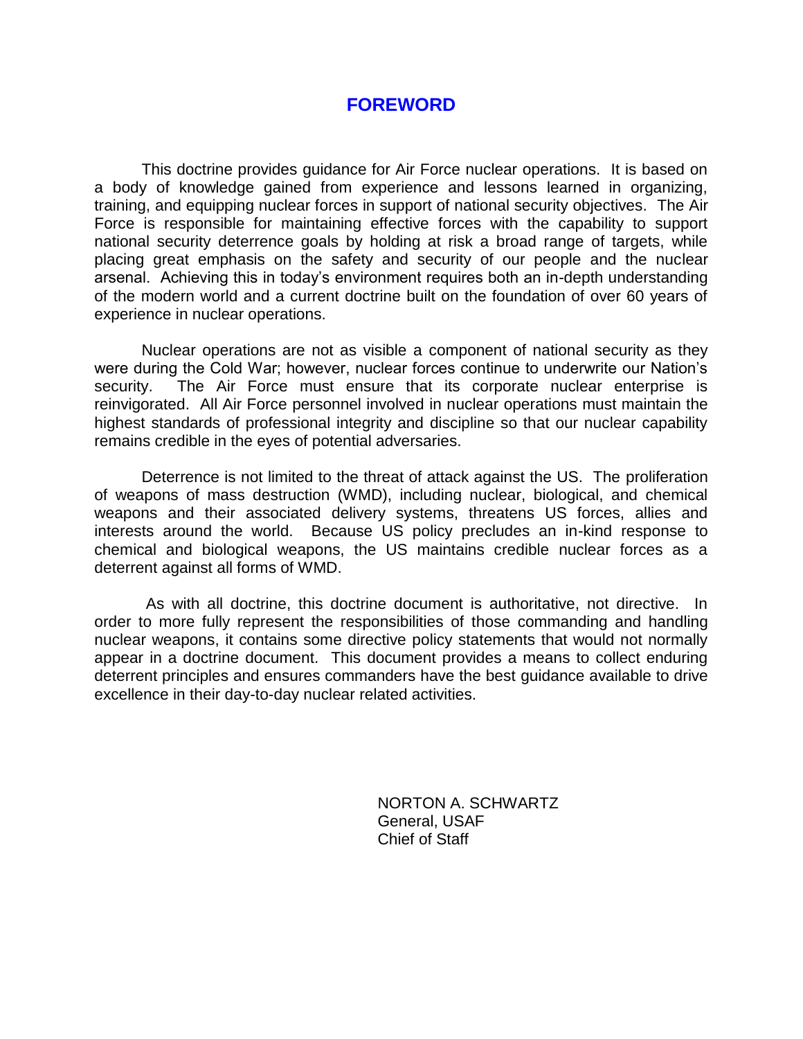## FOREWORD

This doctrine provides guidance for Air Force nuclear operations. It is based on a body of knowledge gained from experience and lessons learned in organizing, training, and equipping nuclear forces in support of national security objectives. The Air Force is responsible for maintaining effective forces with the capability to support national security deterrence goals by holding at risk a broad range of targets, while placing great emphasis on the safety and security of our people and the nuclear arsenal. Achieving this in today's environment requires both an in-depth understanding of the modern world and a current doctrine built on the foundation of over 60 years of experience in nuclear operations.

Nuclear operations are not as visible a component of national security as they were during the Cold War; however, nuclear forces continue to underwrite our Nation's security. The Air Force must ensure that its corporate nuclear enterprise is reinvigorated. All Air Force personnel involved in nuclear operations must maintain the highest standards of professional integrity and discipline so that our nuclear capability remains credible in the eyes of potential adversaries.

Deterrence is not limited to the threat of attack against the US. The proliferation of weapons of mass destruction (WMD), including nuclear, biological, and chemical weapons and their associated delivery systems, threatens US forces, allies and interests around the world. Because US policy precludes an in-kind response to chemical and biological weapons, the US maintains credible nuclear forces as a deterrent against all forms of WMD.

As with all doctrine, this doctrine document is authoritative, not directive. In order to more fully represent the responsibilities of those commanding and handling nuclear weapons, it contains some directive policy statements that would not normally appear in a doctrine document. This document provides a means to collect enduring deterrent principles and ensures commanders have the best guidance available to drive excellence in their day-to-day nuclear related activities.

NORTON A. SCHWARTZ
General, USAF
Chief of Staff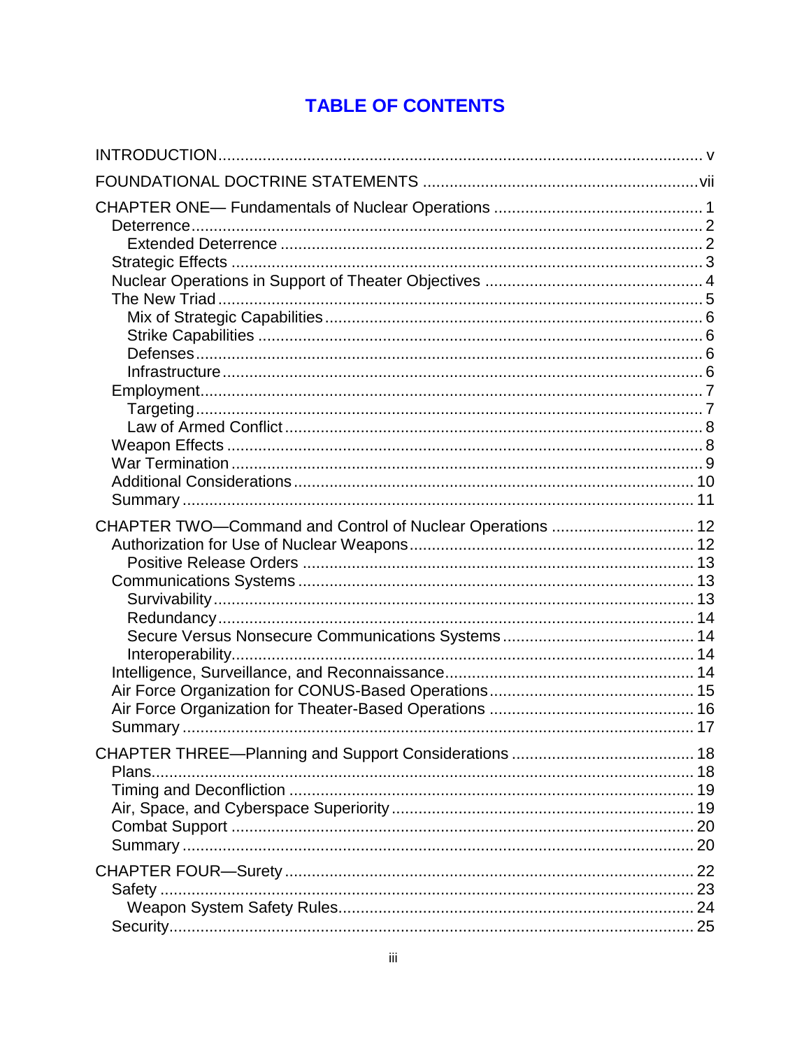# TABLE OF CONTENTS

INTRODUCTION ........................................................................................................ v

FOUNDATIONAL DOCTRINE STATEMENTS ........................................................ vii

CHAPTER ONE— Fundamentals of Nuclear Operations ........................................ 1
- Deterrence ........................................................................................................ 2
  - Extended Deterrence ..................................................................................... 2
- Strategic Effects ................................................................................................ 3
- Nuclear Operations in Support of Theater Objectives ........................................ 4
- The New Triad .................................................................................................... 5
  - Mix of Strategic Capabilities ........................................................................... 6
  - Strike Capabilities .......................................................................................... 6
  - Defenses ........................................................................................................ 6
  - Infrastructure .................................................................................................. 6
- Employment ........................................................................................................ 7
  - Targeting ........................................................................................................ 7
  - Law of Armed Conflict ..................................................................................... 8
- Weapon Effects .................................................................................................. 8
- War Termination ................................................................................................. 9
- Additional Considerations ................................................................................. 10
- Summary .......................................................................................................... 11

CHAPTER TWO—Command and Control of Nuclear Operations ........................ 12
- Authorization for Use of Nuclear Weapons ....................................................... 12
  - Positive Release Orders ............................................................................... 13
- Communications Systems ................................................................................ 13
  - Survivability .................................................................................................. 13
  - Redundancy ................................................................................................. 14
  - Secure Versus Nonsecure Communications Systems .................................. 14
  - Interoperability .............................................................................................. 14
- Intelligence, Surveillance, and Reconnaissance ............................................... 14
- Air Force Organization for CONUS-Based Operations ..................................... 15
- Air Force Organization for Theater-Based Operations ...................................... 16
- Summary .......................................................................................................... 17

CHAPTER THREE—Planning and Support Considerations ................................ 18
- Plans ................................................................................................................ 18
- Timing and Deconfliction .................................................................................. 19
- Air, Space, and Cyberspace Superiority ........................................................... 19
- Combat Support ............................................................................................... 20
- Summary .......................................................................................................... 20

CHAPTER FOUR—Surety ...................................................................................... 22
- Safety ............................................................................................................... 23
  - Weapon System Safety Rules ....................................................................... 24
- Security ............................................................................................................. 25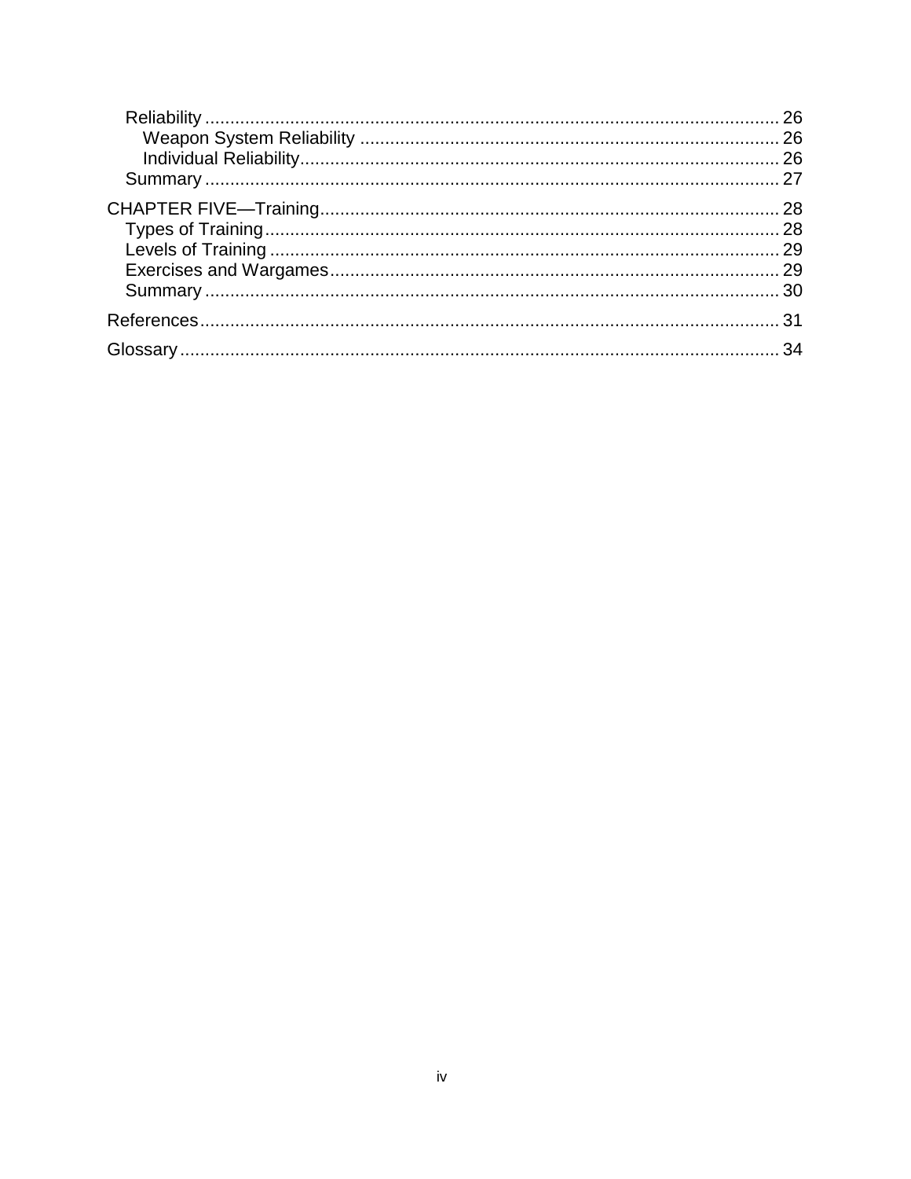- Reliability ... 26
  - Weapon System Reliability ... 26
  - Individual Reliability ... 26
- Summary ... 27

CHAPTER FIVE—Training ... 28
- Types of Training ... 28
- Levels of Training ... 29
- Exercises and Wargames ... 29
- Summary ... 30

References ... 31

Glossary ... 34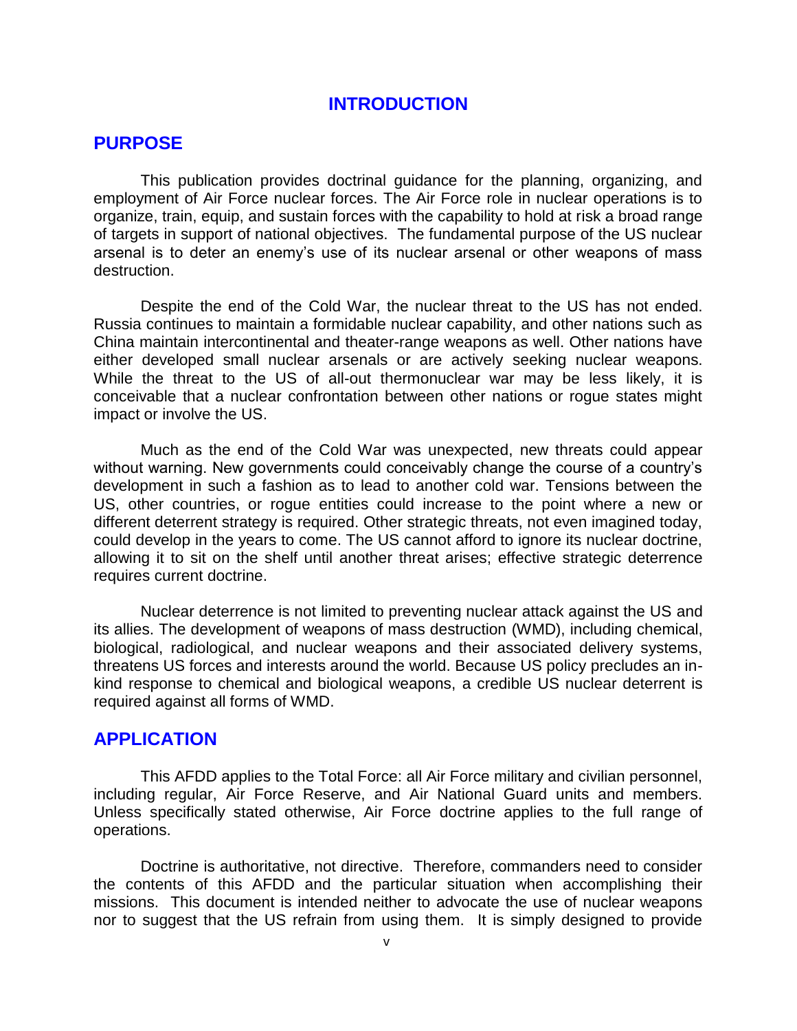# INTRODUCTION

## PURPOSE

This publication provides doctrinal guidance for the planning, organizing, and employment of Air Force nuclear forces. The Air Force role in nuclear operations is to organize, train, equip, and sustain forces with the capability to hold at risk a broad range of targets in support of national objectives. The fundamental purpose of the US nuclear arsenal is to deter an enemy's use of its nuclear arsenal or other weapons of mass destruction.

Despite the end of the Cold War, the nuclear threat to the US has not ended. Russia continues to maintain a formidable nuclear capability, and other nations such as China maintain intercontinental and theater-range weapons as well. Other nations have either developed small nuclear arsenals or are actively seeking nuclear weapons. While the threat to the US of all-out thermonuclear war may be less likely, it is conceivable that a nuclear confrontation between other nations or rogue states might impact or involve the US.

Much as the end of the Cold War was unexpected, new threats could appear without warning. New governments could conceivably change the course of a country's development in such a fashion as to lead to another cold war. Tensions between the US, other countries, or rogue entities could increase to the point where a new or different deterrent strategy is required. Other strategic threats, not even imagined today, could develop in the years to come. The US cannot afford to ignore its nuclear doctrine, allowing it to sit on the shelf until another threat arises; effective strategic deterrence requires current doctrine.

Nuclear deterrence is not limited to preventing nuclear attack against the US and its allies. The development of weapons of mass destruction (WMD), including chemical, biological, radiological, and nuclear weapons and their associated delivery systems, threatens US forces and interests around the world. Because US policy precludes an in-kind response to chemical and biological weapons, a credible US nuclear deterrent is required against all forms of WMD.

## APPLICATION

This AFDD applies to the Total Force: all Air Force military and civilian personnel, including regular, Air Force Reserve, and Air National Guard units and members. Unless specifically stated otherwise, Air Force doctrine applies to the full range of operations.

Doctrine is authoritative, not directive. Therefore, commanders need to consider the contents of this AFDD and the particular situation when accomplishing their missions. This document is intended neither to advocate the use of nuclear weapons nor to suggest that the US refrain from using them. It is simply designed to provide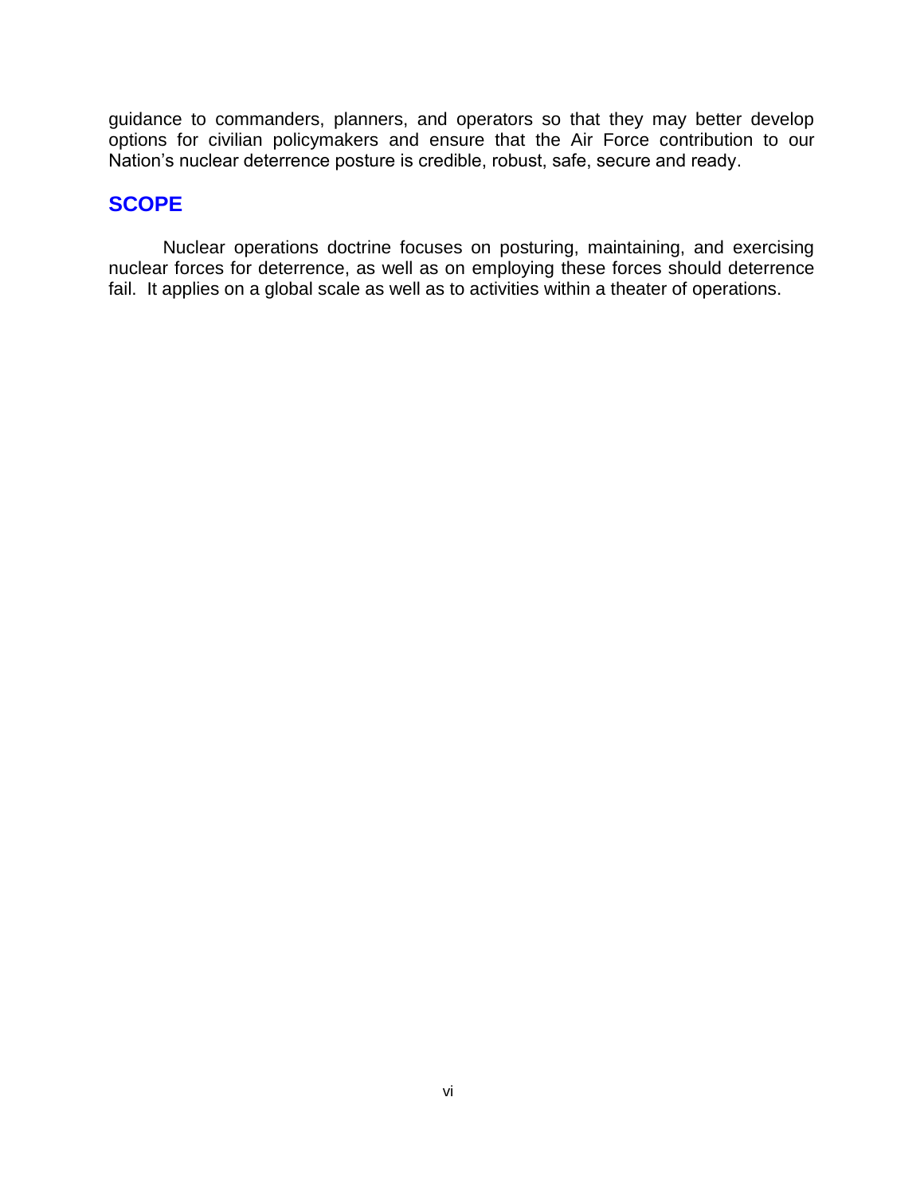guidance to commanders, planners, and operators so that they may better develop options for civilian policymakers and ensure that the Air Force contribution to our Nation's nuclear deterrence posture is credible, robust, safe, secure and ready.

## SCOPE

Nuclear operations doctrine focuses on posturing, maintaining, and exercising nuclear forces for deterrence, as well as on employing these forces should deterrence fail. It applies on a global scale as well as to activities within a theater of operations.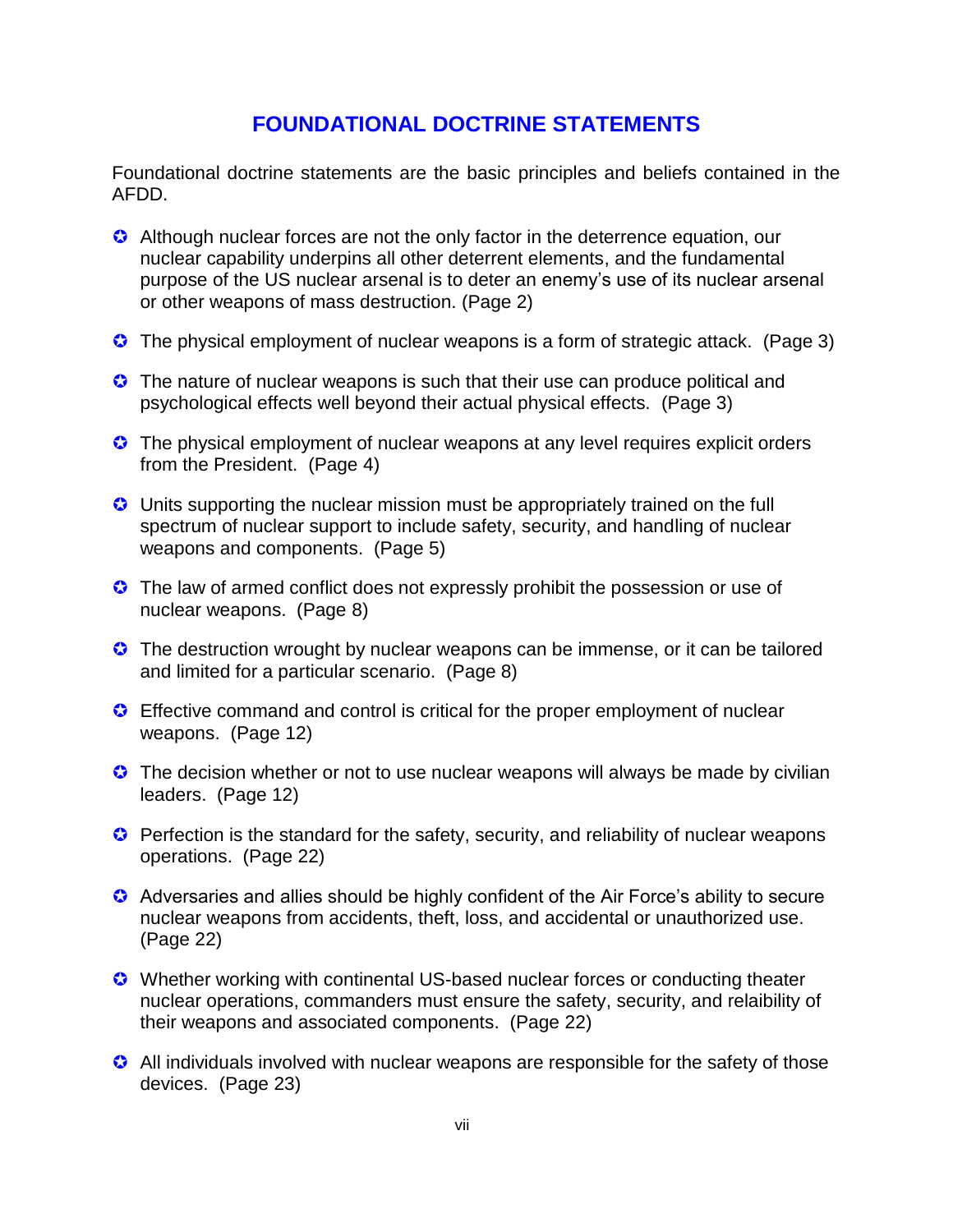# FOUNDATIONAL DOCTRINE STATEMENTS

Foundational doctrine statements are the basic principles and beliefs contained in the AFDD.

- Although nuclear forces are not the only factor in the deterrence equation, our nuclear capability underpins all other deterrent elements, and the fundamental purpose of the US nuclear arsenal is to deter an enemy's use of its nuclear arsenal or other weapons of mass destruction. (Page 2)
- The physical employment of nuclear weapons is a form of strategic attack. (Page 3)
- The nature of nuclear weapons is such that their use can produce political and psychological effects well beyond their actual physical effects. (Page 3)
- The physical employment of nuclear weapons at any level requires explicit orders from the President. (Page 4)
- Units supporting the nuclear mission must be appropriately trained on the full spectrum of nuclear support to include safety, security, and handling of nuclear weapons and components. (Page 5)
- The law of armed conflict does not expressly prohibit the possession or use of nuclear weapons. (Page 8)
- The destruction wrought by nuclear weapons can be immense, or it can be tailored and limited for a particular scenario. (Page 8)
- Effective command and control is critical for the proper employment of nuclear weapons. (Page 12)
- The decision whether or not to use nuclear weapons will always be made by civilian leaders. (Page 12)
- Perfection is the standard for the safety, security, and reliability of nuclear weapons operations. (Page 22)
- Adversaries and allies should be highly confident of the Air Force's ability to secure nuclear weapons from accidents, theft, loss, and accidental or unauthorized use. (Page 22)
- Whether working with continental US-based nuclear forces or conducting theater nuclear operations, commanders must ensure the safety, security, and relaibility of their weapons and associated components. (Page 22)
- All individuals involved with nuclear weapons are responsible for the safety of those devices. (Page 23)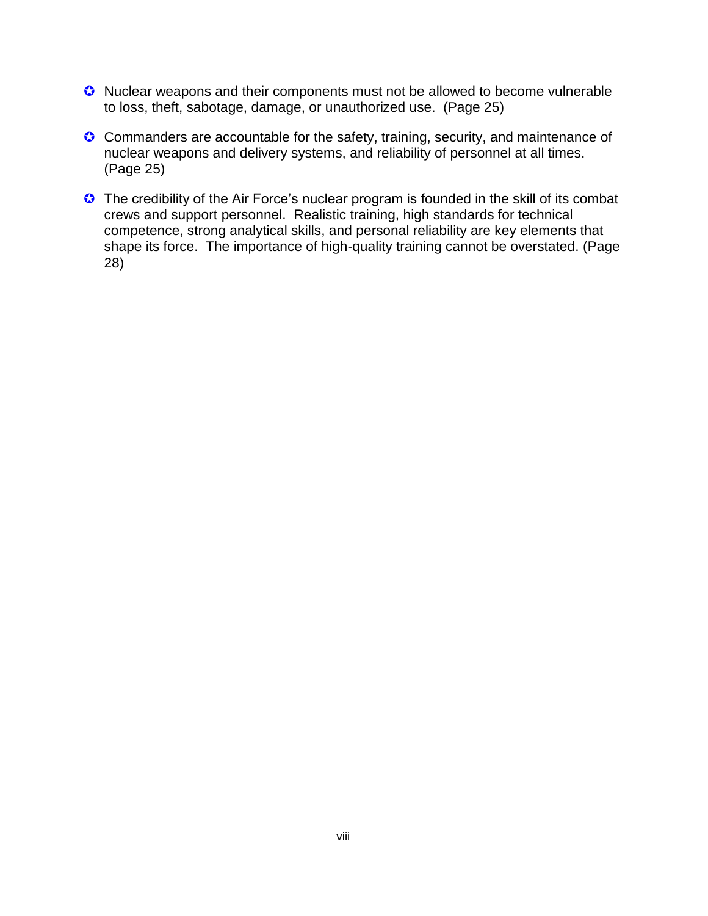- Nuclear weapons and their components must not be allowed to become vulnerable to loss, theft, sabotage, damage, or unauthorized use. (Page 25)

- Commanders are accountable for the safety, training, security, and maintenance of nuclear weapons and delivery systems, and reliability of personnel at all times. (Page 25)

- The credibility of the Air Force's nuclear program is founded in the skill of its combat crews and support personnel. Realistic training, high standards for technical competence, strong analytical skills, and personal reliability are key elements that shape its force. The importance of high-quality training cannot be overstated. (Page 28)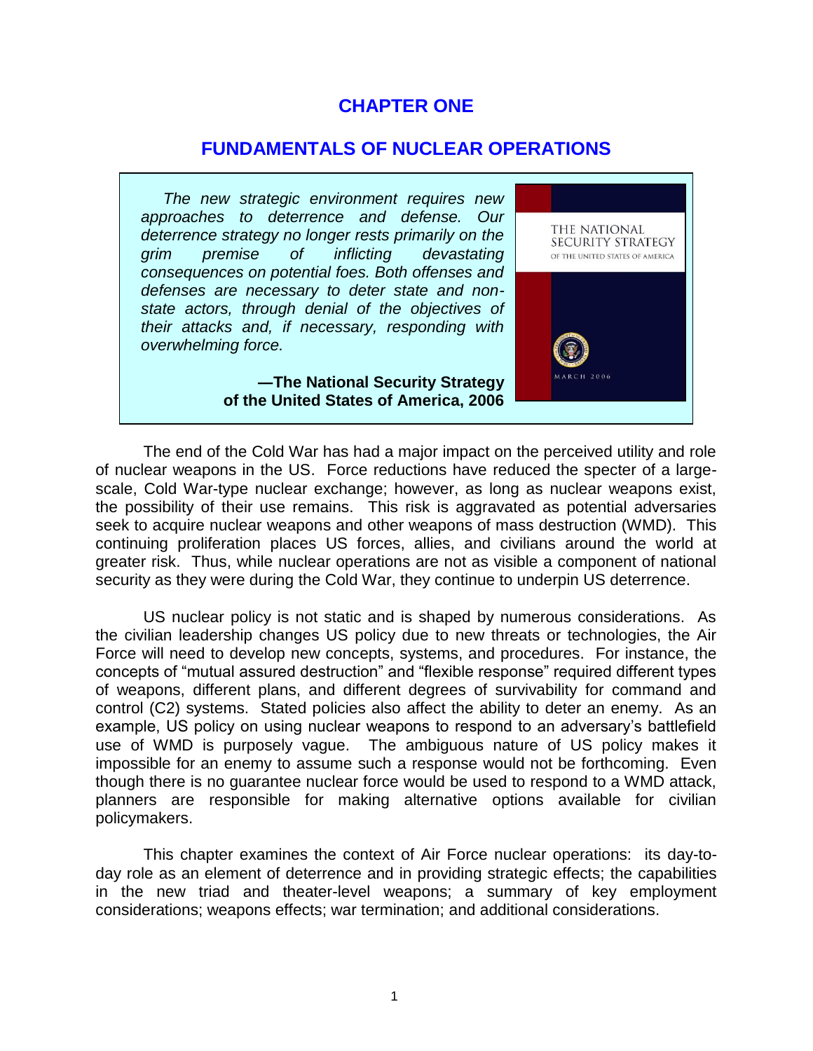# CHAPTER ONE

## FUNDAMENTALS OF NUCLEAR OPERATIONS

> *The new strategic environment requires new approaches to deterrence and defense. Our deterrence strategy no longer rests primarily on the grim premise of inflicting devastating consequences on potential foes. Both offenses and defenses are necessary to deter state and non-state actors, through denial of the objectives of their attacks and, if necessary, responding with overwhelming force.*
>
> **—The National Security Strategy of the United States of America, 2006**

The end of the Cold War has had a major impact on the perceived utility and role of nuclear weapons in the US. Force reductions have reduced the specter of a large-scale, Cold War-type nuclear exchange; however, as long as nuclear weapons exist, the possibility of their use remains. This risk is aggravated as potential adversaries seek to acquire nuclear weapons and other weapons of mass destruction (WMD). This continuing proliferation places US forces, allies, and civilians around the world at greater risk. Thus, while nuclear operations are not as visible a component of national security as they were during the Cold War, they continue to underpin US deterrence.

US nuclear policy is not static and is shaped by numerous considerations. As the civilian leadership changes US policy due to new threats or technologies, the Air Force will need to develop new concepts, systems, and procedures. For instance, the concepts of "mutual assured destruction" and "flexible response" required different types of weapons, different plans, and different degrees of survivability for command and control (C2) systems. Stated policies also affect the ability to deter an enemy. As an example, US policy on using nuclear weapons to respond to an adversary's battlefield use of WMD is purposely vague. The ambiguous nature of US policy makes it impossible for an enemy to assume such a response would not be forthcoming. Even though there is no guarantee nuclear force would be used to respond to a WMD attack, planners are responsible for making alternative options available for civilian policymakers.

This chapter examines the context of Air Force nuclear operations: its day-to-day role as an element of deterrence and in providing strategic effects; the capabilities in the new triad and theater-level weapons; a summary of key employment considerations; weapons effects; war termination; and additional considerations.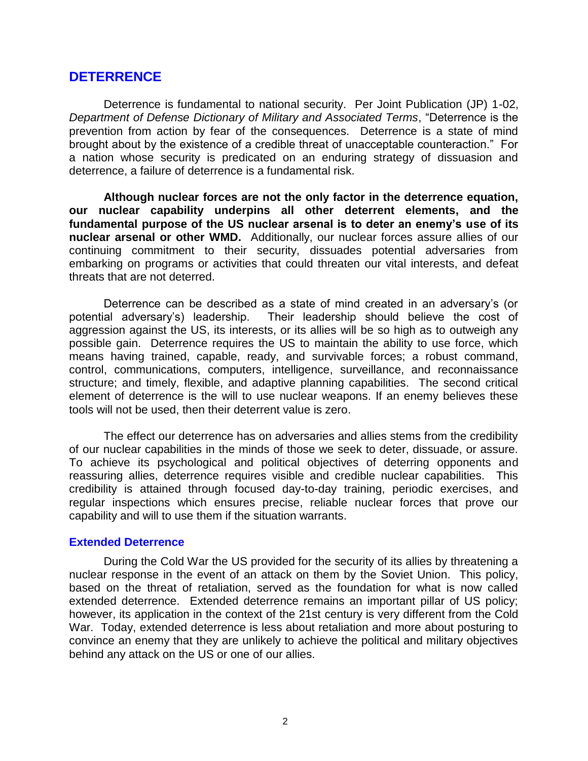## DETERRENCE

Deterrence is fundamental to national security. Per Joint Publication (JP) 1-02, *Department of Defense Dictionary of Military and Associated Terms*, "Deterrence is the prevention from action by fear of the consequences. Deterrence is a state of mind brought about by the existence of a credible threat of unacceptable counteraction." For a nation whose security is predicated on an enduring strategy of dissuasion and deterrence, a failure of deterrence is a fundamental risk.

**Although nuclear forces are not the only factor in the deterrence equation, our nuclear capability underpins all other deterrent elements, and the fundamental purpose of the US nuclear arsenal is to deter an enemy's use of its nuclear arsenal or other WMD.** Additionally, our nuclear forces assure allies of our continuing commitment to their security, dissuades potential adversaries from embarking on programs or activities that could threaten our vital interests, and defeat threats that are not deterred.

Deterrence can be described as a state of mind created in an adversary's (or potential adversary's) leadership. Their leadership should believe the cost of aggression against the US, its interests, or its allies will be so high as to outweigh any possible gain. Deterrence requires the US to maintain the ability to use force, which means having trained, capable, ready, and survivable forces; a robust command, control, communications, computers, intelligence, surveillance, and reconnaissance structure; and timely, flexible, and adaptive planning capabilities. The second critical element of deterrence is the will to use nuclear weapons. If an enemy believes these tools will not be used, then their deterrent value is zero.

The effect our deterrence has on adversaries and allies stems from the credibility of our nuclear capabilities in the minds of those we seek to deter, dissuade, or assure. To achieve its psychological and political objectives of deterring opponents and reassuring allies, deterrence requires visible and credible nuclear capabilities. This credibility is attained through focused day-to-day training, periodic exercises, and regular inspections which ensures precise, reliable nuclear forces that prove our capability and will to use them if the situation warrants.

### Extended Deterrence

During the Cold War the US provided for the security of its allies by threatening a nuclear response in the event of an attack on them by the Soviet Union. This policy, based on the threat of retaliation, served as the foundation for what is now called extended deterrence. Extended deterrence remains an important pillar of US policy; however, its application in the context of the 21st century is very different from the Cold War. Today, extended deterrence is less about retaliation and more about posturing to convince an enemy that they are unlikely to achieve the political and military objectives behind any attack on the US or one of our allies.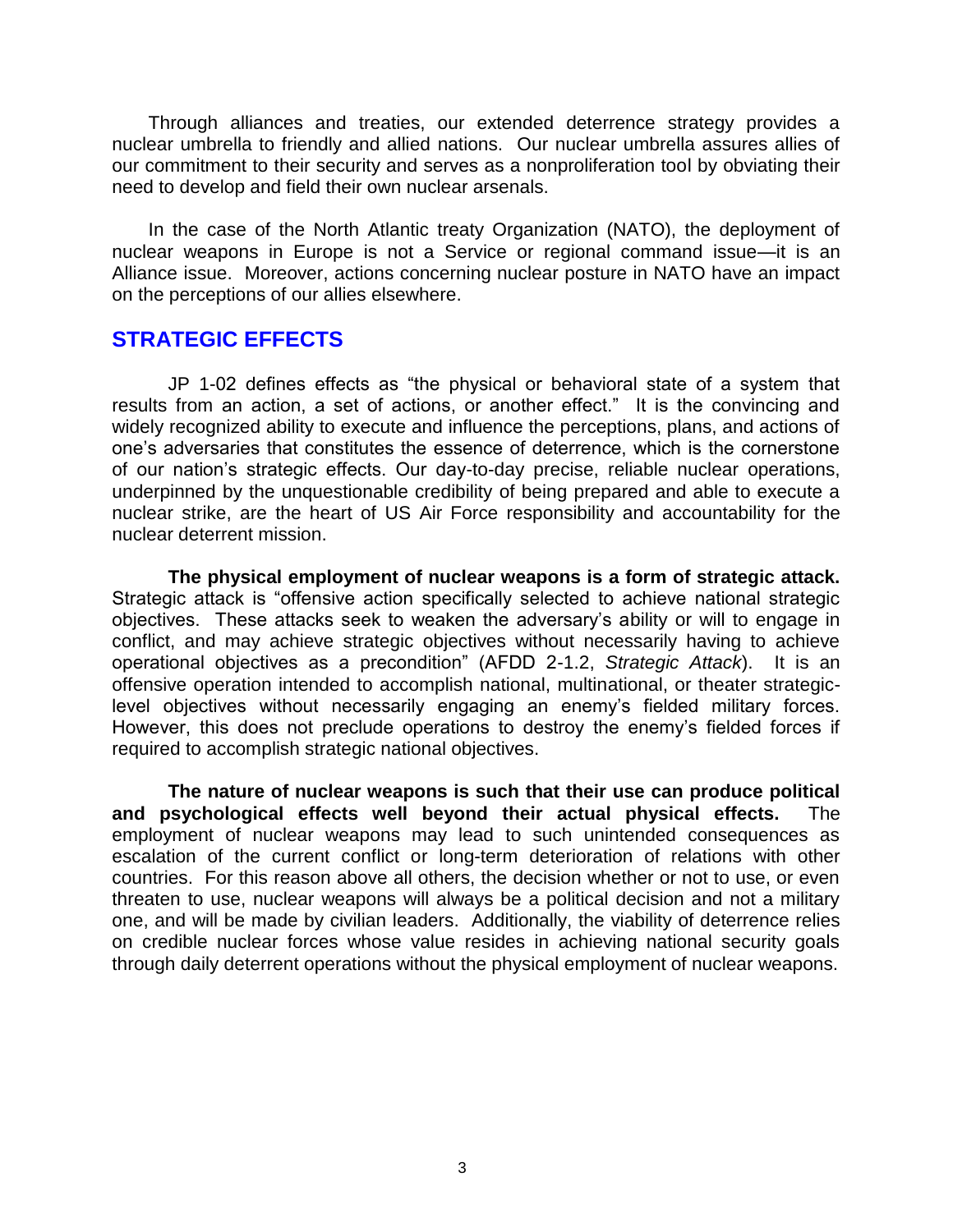Through alliances and treaties, our extended deterrence strategy provides a nuclear umbrella to friendly and allied nations. Our nuclear umbrella assures allies of our commitment to their security and serves as a nonproliferation tool by obviating their need to develop and field their own nuclear arsenals.

In the case of the North Atlantic treaty Organization (NATO), the deployment of nuclear weapons in Europe is not a Service or regional command issue—it is an Alliance issue. Moreover, actions concerning nuclear posture in NATO have an impact on the perceptions of our allies elsewhere.

## STRATEGIC EFFECTS

JP 1-02 defines effects as "the physical or behavioral state of a system that results from an action, a set of actions, or another effect." It is the convincing and widely recognized ability to execute and influence the perceptions, plans, and actions of one's adversaries that constitutes the essence of deterrence, which is the cornerstone of our nation's strategic effects. Our day-to-day precise, reliable nuclear operations, underpinned by the unquestionable credibility of being prepared and able to execute a nuclear strike, are the heart of US Air Force responsibility and accountability for the nuclear deterrent mission.

**The physical employment of nuclear weapons is a form of strategic attack.** Strategic attack is "offensive action specifically selected to achieve national strategic objectives. These attacks seek to weaken the adversary's ability or will to engage in conflict, and may achieve strategic objectives without necessarily having to achieve operational objectives as a precondition" (AFDD 2-1.2, *Strategic Attack*). It is an offensive operation intended to accomplish national, multinational, or theater strategic-level objectives without necessarily engaging an enemy's fielded military forces. However, this does not preclude operations to destroy the enemy's fielded forces if required to accomplish strategic national objectives.

**The nature of nuclear weapons is such that their use can produce political and psychological effects well beyond their actual physical effects.** The employment of nuclear weapons may lead to such unintended consequences as escalation of the current conflict or long-term deterioration of relations with other countries. For this reason above all others, the decision whether or not to use, or even threaten to use, nuclear weapons will always be a political decision and not a military one, and will be made by civilian leaders. Additionally, the viability of deterrence relies on credible nuclear forces whose value resides in achieving national security goals through daily deterrent operations without the physical employment of nuclear weapons.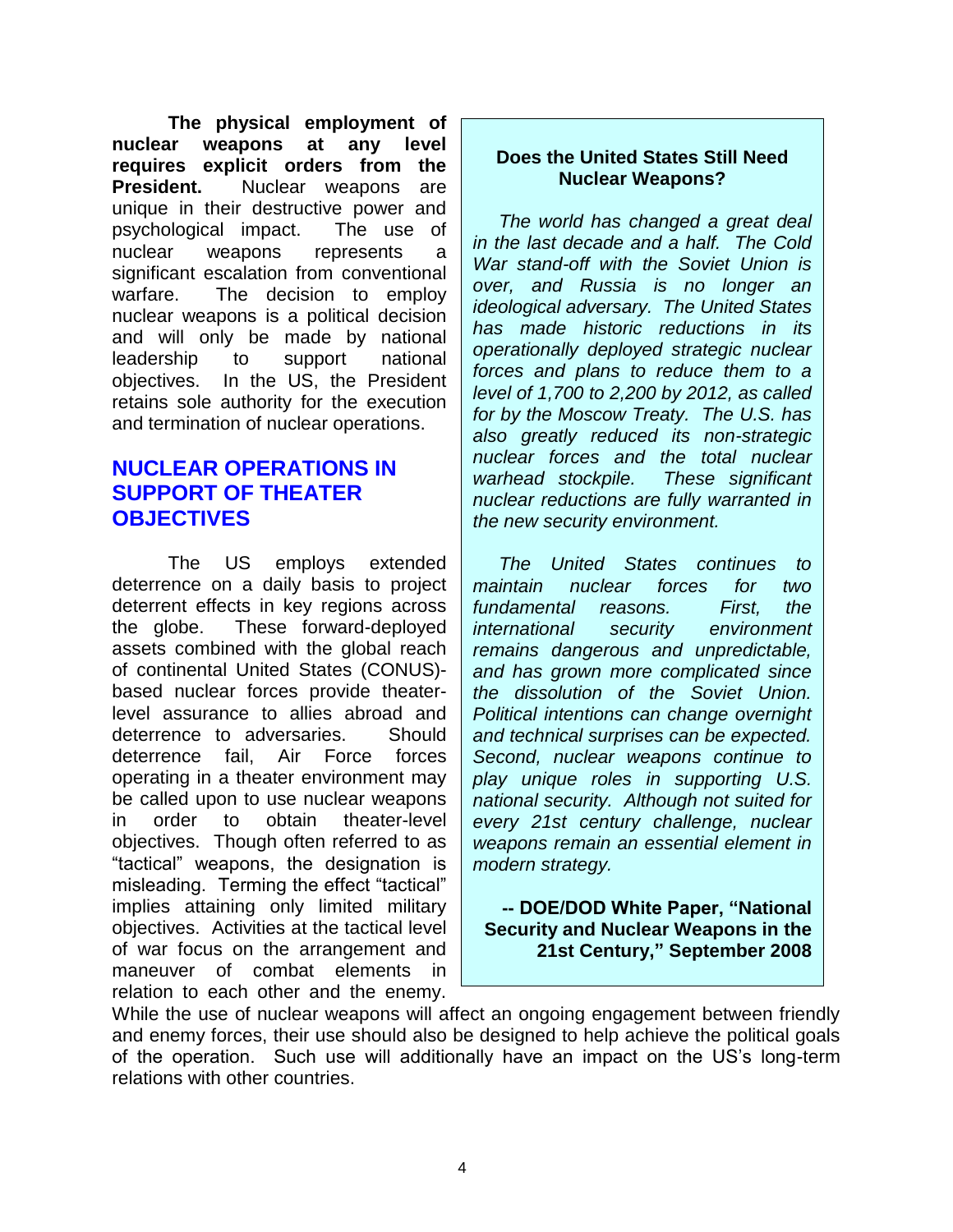**The physical employment of nuclear weapons at any level requires explicit orders from the President.** Nuclear weapons are unique in their destructive power and psychological impact. The use of nuclear weapons represents a significant escalation from conventional warfare. The decision to employ nuclear weapons is a political decision and will only be made by national leadership to support national objectives. In the US, the President retains sole authority for the execution and termination of nuclear operations.

## NUCLEAR OPERATIONS IN SUPPORT OF THEATER OBJECTIVES

The US employs extended deterrence on a daily basis to project deterrent effects in key regions across the globe. These forward-deployed assets combined with the global reach of continental United States (CONUS)-based nuclear forces provide theater-level assurance to allies abroad and deterrence to adversaries. Should deterrence fail, Air Force forces operating in a theater environment may be called upon to use nuclear weapons in order to obtain theater-level objectives. Though often referred to as "tactical" weapons, the designation is misleading. Terming the effect "tactical" implies attaining only limited military objectives. Activities at the tactical level of war focus on the arrangement and maneuver of combat elements in relation to each other and the enemy. While the use of nuclear weapons will affect an ongoing engagement between friendly and enemy forces, their use should also be designed to help achieve the political goals of the operation. Such use will additionally have an impact on the US's long-term relations with other countries.

> **Does the United States Still Need Nuclear Weapons?**
>
> *The world has changed a great deal in the last decade and a half. The Cold War stand-off with the Soviet Union is over, and Russia is no longer an ideological adversary. The United States has made historic reductions in its operationally deployed strategic nuclear forces and plans to reduce them to a level of 1,700 to 2,200 by 2012, as called for by the Moscow Treaty. The U.S. has also greatly reduced its non-strategic nuclear forces and the total nuclear warhead stockpile. These significant nuclear reductions are fully warranted in the new security environment.*
>
> *The United States continues to maintain nuclear forces for two fundamental reasons. First, the international security environment remains dangerous and unpredictable, and has grown more complicated since the dissolution of the Soviet Union. Political intentions can change overnight and technical surprises can be expected. Second, nuclear weapons continue to play unique roles in supporting U.S. national security. Although not suited for every 21st century challenge, nuclear weapons remain an essential element in modern strategy.*
>
> **-- DOE/DOD White Paper, "National Security and Nuclear Weapons in the 21st Century," September 2008**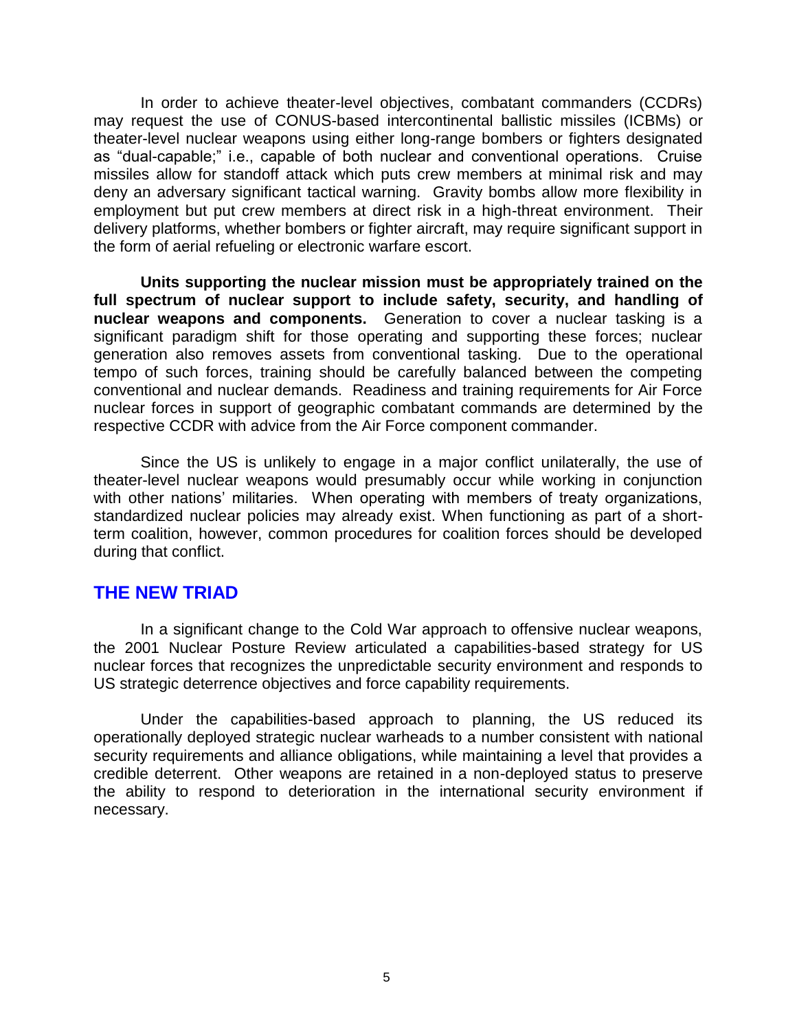In order to achieve theater-level objectives, combatant commanders (CCDRs) may request the use of CONUS-based intercontinental ballistic missiles (ICBMs) or theater-level nuclear weapons using either long-range bombers or fighters designated as "dual-capable;" i.e., capable of both nuclear and conventional operations. Cruise missiles allow for standoff attack which puts crew members at minimal risk and may deny an adversary significant tactical warning. Gravity bombs allow more flexibility in employment but put crew members at direct risk in a high-threat environment. Their delivery platforms, whether bombers or fighter aircraft, may require significant support in the form of aerial refueling or electronic warfare escort.

**Units supporting the nuclear mission must be appropriately trained on the full spectrum of nuclear support to include safety, security, and handling of nuclear weapons and components.** Generation to cover a nuclear tasking is a significant paradigm shift for those operating and supporting these forces; nuclear generation also removes assets from conventional tasking. Due to the operational tempo of such forces, training should be carefully balanced between the competing conventional and nuclear demands. Readiness and training requirements for Air Force nuclear forces in support of geographic combatant commands are determined by the respective CCDR with advice from the Air Force component commander.

Since the US is unlikely to engage in a major conflict unilaterally, the use of theater-level nuclear weapons would presumably occur while working in conjunction with other nations' militaries. When operating with members of treaty organizations, standardized nuclear policies may already exist. When functioning as part of a short-term coalition, however, common procedures for coalition forces should be developed during that conflict.

## THE NEW TRIAD

In a significant change to the Cold War approach to offensive nuclear weapons, the 2001 Nuclear Posture Review articulated a capabilities-based strategy for US nuclear forces that recognizes the unpredictable security environment and responds to US strategic deterrence objectives and force capability requirements.

Under the capabilities-based approach to planning, the US reduced its operationally deployed strategic nuclear warheads to a number consistent with national security requirements and alliance obligations, while maintaining a level that provides a credible deterrent. Other weapons are retained in a non-deployed status to preserve the ability to respond to deterioration in the international security environment if necessary.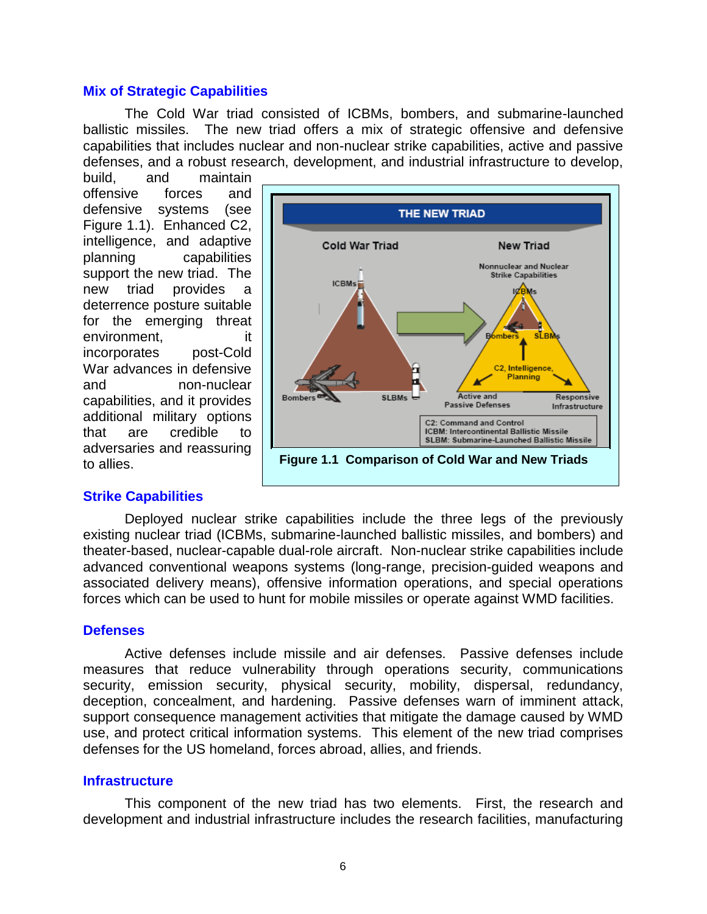## Mix of Strategic Capabilities

The Cold War triad consisted of ICBMs, bombers, and submarine-launched ballistic missiles. The new triad offers a mix of strategic offensive and defensive capabilities that includes nuclear and non-nuclear strike capabilities, active and passive defenses, and a robust research, development, and industrial infrastructure to develop, build, and maintain offensive forces and defensive systems (see Figure 1.1). Enhanced C2, intelligence, and adaptive planning capabilities support the new triad. The new triad provides a deterrence posture suitable for the emerging threat environment, it incorporates post-Cold War advances in defensive and non-nuclear capabilities, and it provides additional military options that are credible to adversaries and reassuring to allies.

**Figure 1.1 Comparison of Cold War and New Triads**

## Strike Capabilities

Deployed nuclear strike capabilities include the three legs of the previously existing nuclear triad (ICBMs, submarine-launched ballistic missiles, and bombers) and theater-based, nuclear-capable dual-role aircraft. Non-nuclear strike capabilities include advanced conventional weapons systems (long-range, precision-guided weapons and associated delivery means), offensive information operations, and special operations forces which can be used to hunt for mobile missiles or operate against WMD facilities.

## Defenses

Active defenses include missile and air defenses. Passive defenses include measures that reduce vulnerability through operations security, communications security, emission security, physical security, mobility, dispersal, redundancy, deception, concealment, and hardening. Passive defenses warn of imminent attack, support consequence management activities that mitigate the damage caused by WMD use, and protect critical information systems. This element of the new triad comprises defenses for the US homeland, forces abroad, allies, and friends.

## Infrastructure

This component of the new triad has two elements. First, the research and development and industrial infrastructure includes the research facilities, manufacturing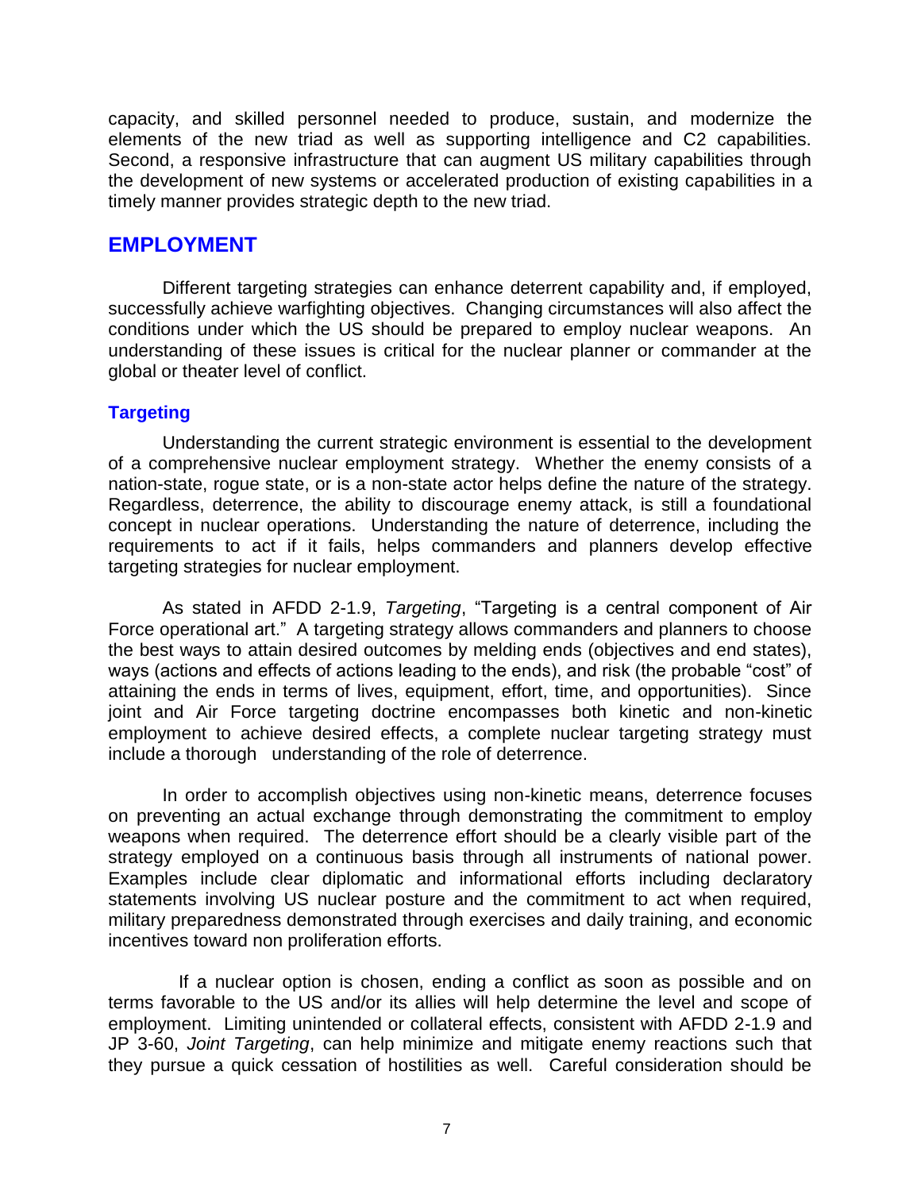capacity, and skilled personnel needed to produce, sustain, and modernize the elements of the new triad as well as supporting intelligence and C2 capabilities. Second, a responsive infrastructure that can augment US military capabilities through the development of new systems or accelerated production of existing capabilities in a timely manner provides strategic depth to the new triad.

## EMPLOYMENT

Different targeting strategies can enhance deterrent capability and, if employed, successfully achieve warfighting objectives. Changing circumstances will also affect the conditions under which the US should be prepared to employ nuclear weapons. An understanding of these issues is critical for the nuclear planner or commander at the global or theater level of conflict.

### Targeting

Understanding the current strategic environment is essential to the development of a comprehensive nuclear employment strategy. Whether the enemy consists of a nation-state, rogue state, or is a non-state actor helps define the nature of the strategy. Regardless, deterrence, the ability to discourage enemy attack, is still a foundational concept in nuclear operations. Understanding the nature of deterrence, including the requirements to act if it fails, helps commanders and planners develop effective targeting strategies for nuclear employment.

As stated in AFDD 2-1.9, *Targeting*, "Targeting is a central component of Air Force operational art." A targeting strategy allows commanders and planners to choose the best ways to attain desired outcomes by melding ends (objectives and end states), ways (actions and effects of actions leading to the ends), and risk (the probable "cost" of attaining the ends in terms of lives, equipment, effort, time, and opportunities). Since joint and Air Force targeting doctrine encompasses both kinetic and non-kinetic employment to achieve desired effects, a complete nuclear targeting strategy must include a thorough understanding of the role of deterrence.

In order to accomplish objectives using non-kinetic means, deterrence focuses on preventing an actual exchange through demonstrating the commitment to employ weapons when required. The deterrence effort should be a clearly visible part of the strategy employed on a continuous basis through all instruments of national power. Examples include clear diplomatic and informational efforts including declaratory statements involving US nuclear posture and the commitment to act when required, military preparedness demonstrated through exercises and daily training, and economic incentives toward non proliferation efforts.

If a nuclear option is chosen, ending a conflict as soon as possible and on terms favorable to the US and/or its allies will help determine the level and scope of employment. Limiting unintended or collateral effects, consistent with AFDD 2-1.9 and JP 3-60, *Joint Targeting*, can help minimize and mitigate enemy reactions such that they pursue a quick cessation of hostilities as well. Careful consideration should be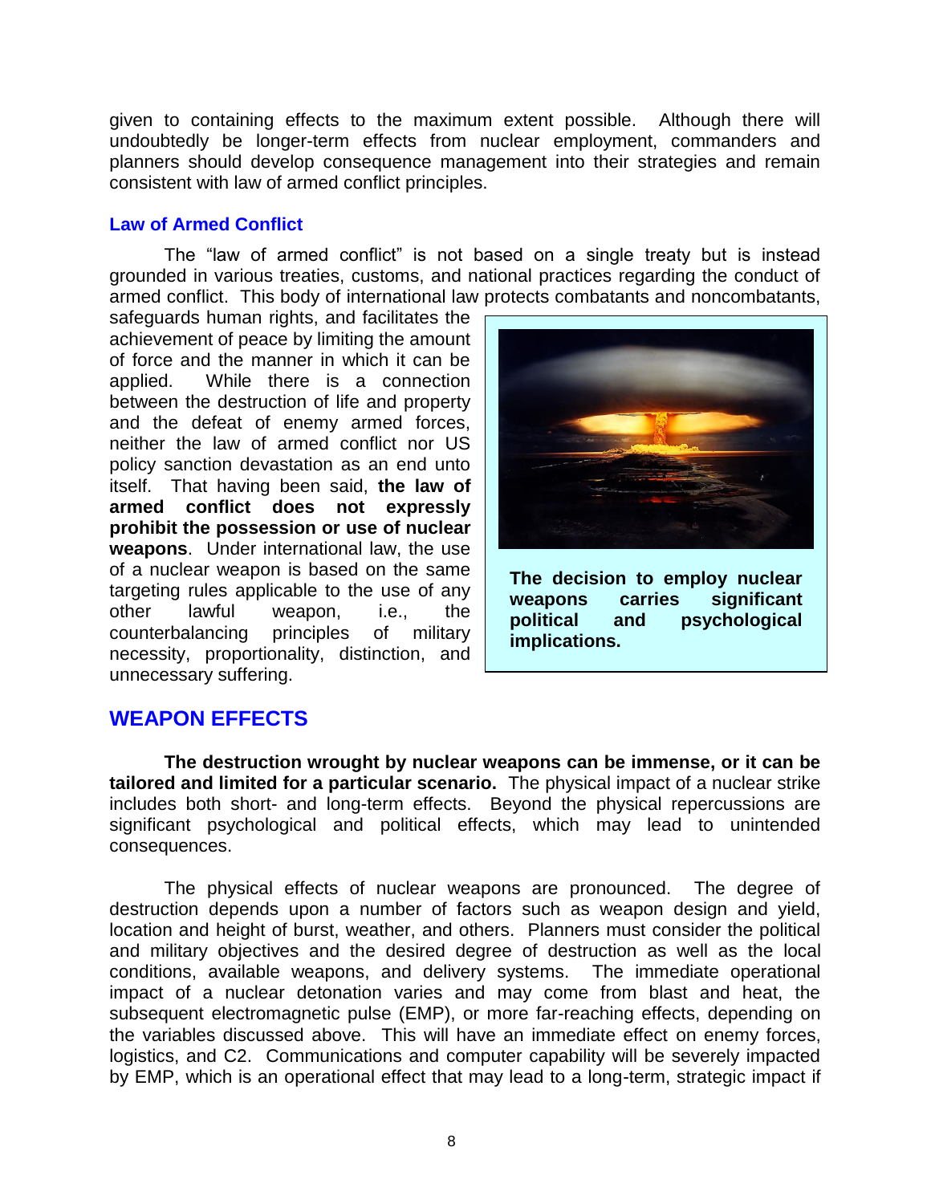given to containing effects to the maximum extent possible. Although there will undoubtedly be longer-term effects from nuclear employment, commanders and planners should develop consequence management into their strategies and remain consistent with law of armed conflict principles.

### Law of Armed Conflict

The "law of armed conflict" is not based on a single treaty but is instead grounded in various treaties, customs, and national practices regarding the conduct of armed conflict. This body of international law protects combatants and noncombatants, safeguards human rights, and facilitates the achievement of peace by limiting the amount of force and the manner in which it can be applied. While there is a connection between the destruction of life and property and the defeat of enemy armed forces, neither the law of armed conflict nor US policy sanction devastation as an end unto itself. That having been said, **the law of armed conflict does not expressly prohibit the possession or use of nuclear weapons**. Under international law, the use of a nuclear weapon is based on the same targeting rules applicable to the use of any other lawful weapon, i.e., the counterbalancing principles of military necessity, proportionality, distinction, and unnecessary suffering.

**The decision to employ nuclear weapons carries significant political and psychological implications.**

## WEAPON EFFECTS

**The destruction wrought by nuclear weapons can be immense, or it can be tailored and limited for a particular scenario.** The physical impact of a nuclear strike includes both short- and long-term effects. Beyond the physical repercussions are significant psychological and political effects, which may lead to unintended consequences.

The physical effects of nuclear weapons are pronounced. The degree of destruction depends upon a number of factors such as weapon design and yield, location and height of burst, weather, and others. Planners must consider the political and military objectives and the desired degree of destruction as well as the local conditions, available weapons, and delivery systems. The immediate operational impact of a nuclear detonation varies and may come from blast and heat, the subsequent electromagnetic pulse (EMP), or more far-reaching effects, depending on the variables discussed above. This will have an immediate effect on enemy forces, logistics, and C2. Communications and computer capability will be severely impacted by EMP, which is an operational effect that may lead to a long-term, strategic impact if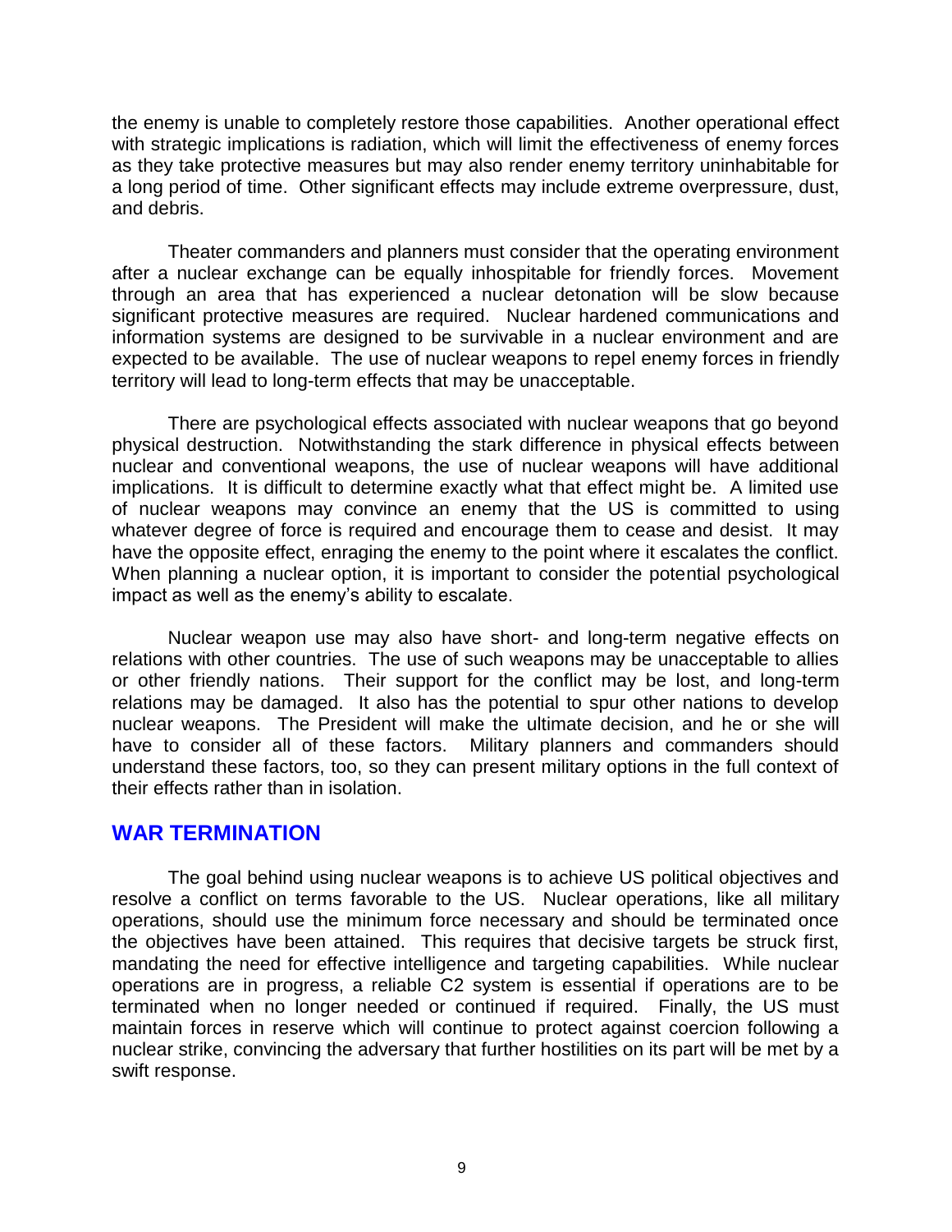the enemy is unable to completely restore those capabilities. Another operational effect with strategic implications is radiation, which will limit the effectiveness of enemy forces as they take protective measures but may also render enemy territory uninhabitable for a long period of time. Other significant effects may include extreme overpressure, dust, and debris.

Theater commanders and planners must consider that the operating environment after a nuclear exchange can be equally inhospitable for friendly forces. Movement through an area that has experienced a nuclear detonation will be slow because significant protective measures are required. Nuclear hardened communications and information systems are designed to be survivable in a nuclear environment and are expected to be available. The use of nuclear weapons to repel enemy forces in friendly territory will lead to long-term effects that may be unacceptable.

There are psychological effects associated with nuclear weapons that go beyond physical destruction. Notwithstanding the stark difference in physical effects between nuclear and conventional weapons, the use of nuclear weapons will have additional implications. It is difficult to determine exactly what that effect might be. A limited use of nuclear weapons may convince an enemy that the US is committed to using whatever degree of force is required and encourage them to cease and desist. It may have the opposite effect, enraging the enemy to the point where it escalates the conflict. When planning a nuclear option, it is important to consider the potential psychological impact as well as the enemy's ability to escalate.

Nuclear weapon use may also have short- and long-term negative effects on relations with other countries. The use of such weapons may be unacceptable to allies or other friendly nations. Their support for the conflict may be lost, and long-term relations may be damaged. It also has the potential to spur other nations to develop nuclear weapons. The President will make the ultimate decision, and he or she will have to consider all of these factors. Military planners and commanders should understand these factors, too, so they can present military options in the full context of their effects rather than in isolation.

## WAR TERMINATION

The goal behind using nuclear weapons is to achieve US political objectives and resolve a conflict on terms favorable to the US. Nuclear operations, like all military operations, should use the minimum force necessary and should be terminated once the objectives have been attained. This requires that decisive targets be struck first, mandating the need for effective intelligence and targeting capabilities. While nuclear operations are in progress, a reliable C2 system is essential if operations are to be terminated when no longer needed or continued if required. Finally, the US must maintain forces in reserve which will continue to protect against coercion following a nuclear strike, convincing the adversary that further hostilities on its part will be met by a swift response.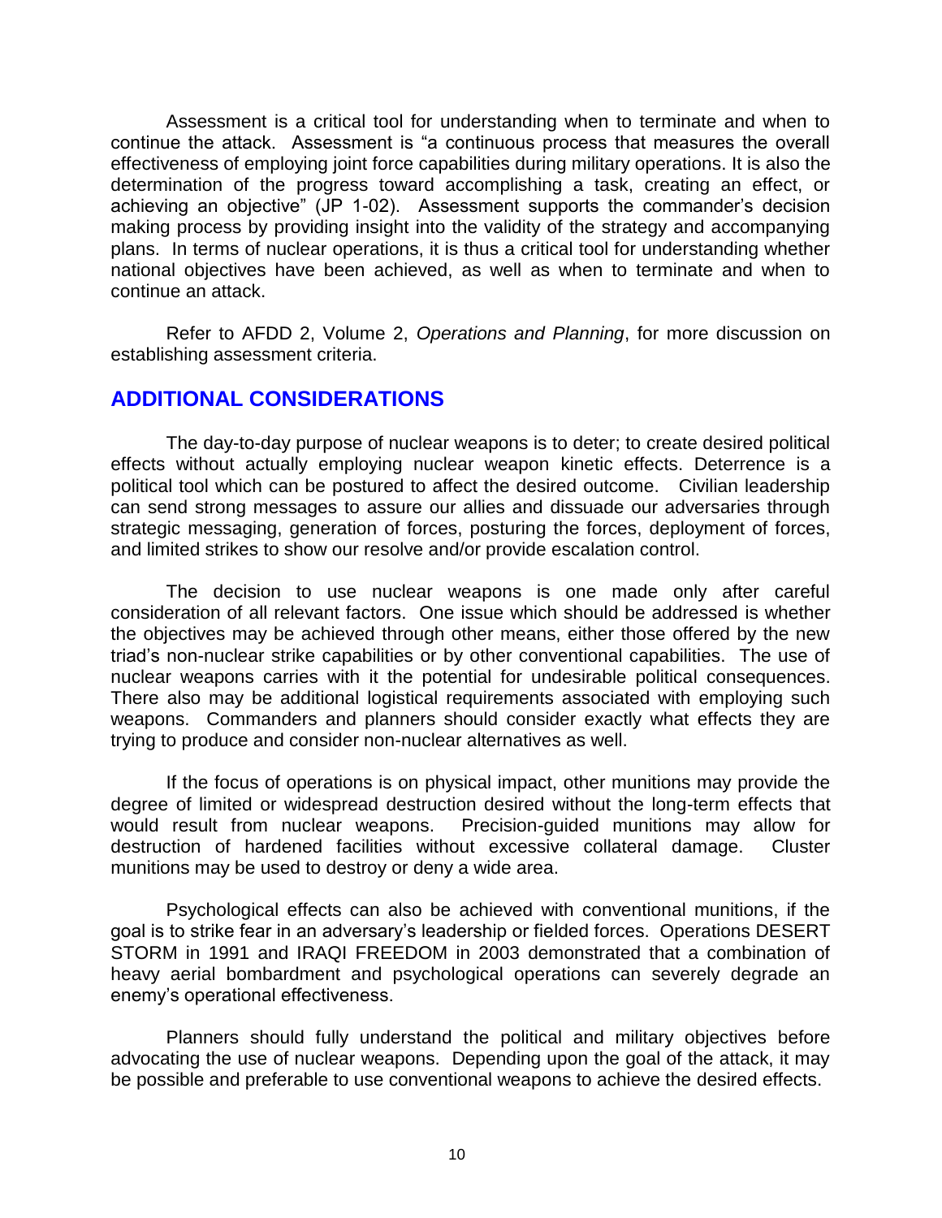Assessment is a critical tool for understanding when to terminate and when to continue the attack. Assessment is "a continuous process that measures the overall effectiveness of employing joint force capabilities during military operations. It is also the determination of the progress toward accomplishing a task, creating an effect, or achieving an objective" (JP 1-02). Assessment supports the commander's decision making process by providing insight into the validity of the strategy and accompanying plans. In terms of nuclear operations, it is thus a critical tool for understanding whether national objectives have been achieved, as well as when to terminate and when to continue an attack.

Refer to AFDD 2, Volume 2, *Operations and Planning*, for more discussion on establishing assessment criteria.

## ADDITIONAL CONSIDERATIONS

The day-to-day purpose of nuclear weapons is to deter; to create desired political effects without actually employing nuclear weapon kinetic effects. Deterrence is a political tool which can be postured to affect the desired outcome. Civilian leadership can send strong messages to assure our allies and dissuade our adversaries through strategic messaging, generation of forces, posturing the forces, deployment of forces, and limited strikes to show our resolve and/or provide escalation control.

The decision to use nuclear weapons is one made only after careful consideration of all relevant factors. One issue which should be addressed is whether the objectives may be achieved through other means, either those offered by the new triad's non-nuclear strike capabilities or by other conventional capabilities. The use of nuclear weapons carries with it the potential for undesirable political consequences. There also may be additional logistical requirements associated with employing such weapons. Commanders and planners should consider exactly what effects they are trying to produce and consider non-nuclear alternatives as well.

If the focus of operations is on physical impact, other munitions may provide the degree of limited or widespread destruction desired without the long-term effects that would result from nuclear weapons. Precision-guided munitions may allow for destruction of hardened facilities without excessive collateral damage. Cluster munitions may be used to destroy or deny a wide area.

Psychological effects can also be achieved with conventional munitions, if the goal is to strike fear in an adversary's leadership or fielded forces. Operations DESERT STORM in 1991 and IRAQI FREEDOM in 2003 demonstrated that a combination of heavy aerial bombardment and psychological operations can severely degrade an enemy's operational effectiveness.

Planners should fully understand the political and military objectives before advocating the use of nuclear weapons. Depending upon the goal of the attack, it may be possible and preferable to use conventional weapons to achieve the desired effects.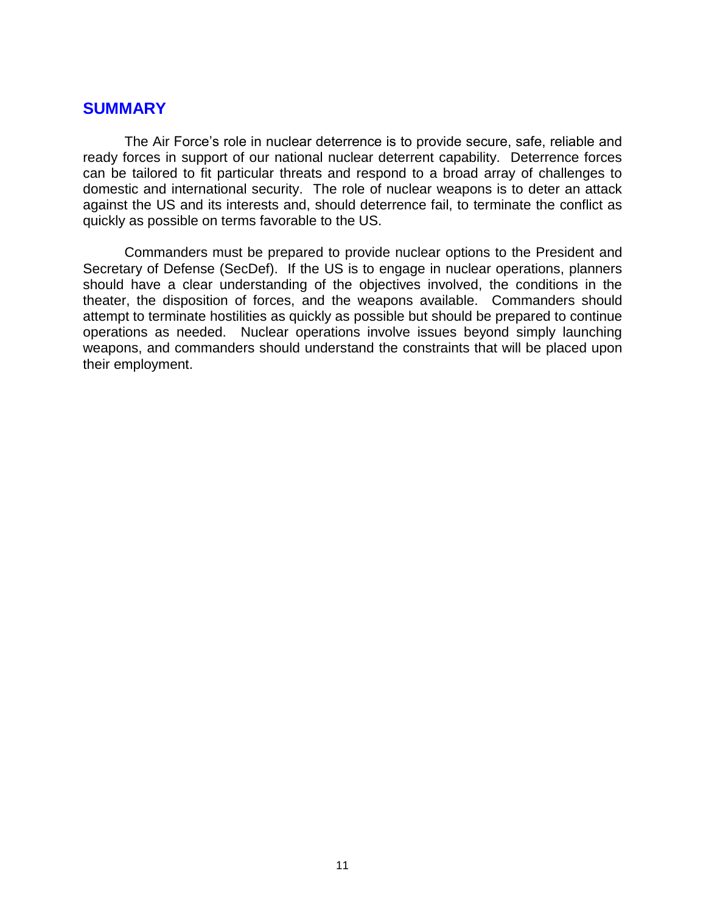## SUMMARY

The Air Force's role in nuclear deterrence is to provide secure, safe, reliable and ready forces in support of our national nuclear deterrent capability. Deterrence forces can be tailored to fit particular threats and respond to a broad array of challenges to domestic and international security. The role of nuclear weapons is to deter an attack against the US and its interests and, should deterrence fail, to terminate the conflict as quickly as possible on terms favorable to the US.

Commanders must be prepared to provide nuclear options to the President and Secretary of Defense (SecDef). If the US is to engage in nuclear operations, planners should have a clear understanding of the objectives involved, the conditions in the theater, the disposition of forces, and the weapons available. Commanders should attempt to terminate hostilities as quickly as possible but should be prepared to continue operations as needed. Nuclear operations involve issues beyond simply launching weapons, and commanders should understand the constraints that will be placed upon their employment.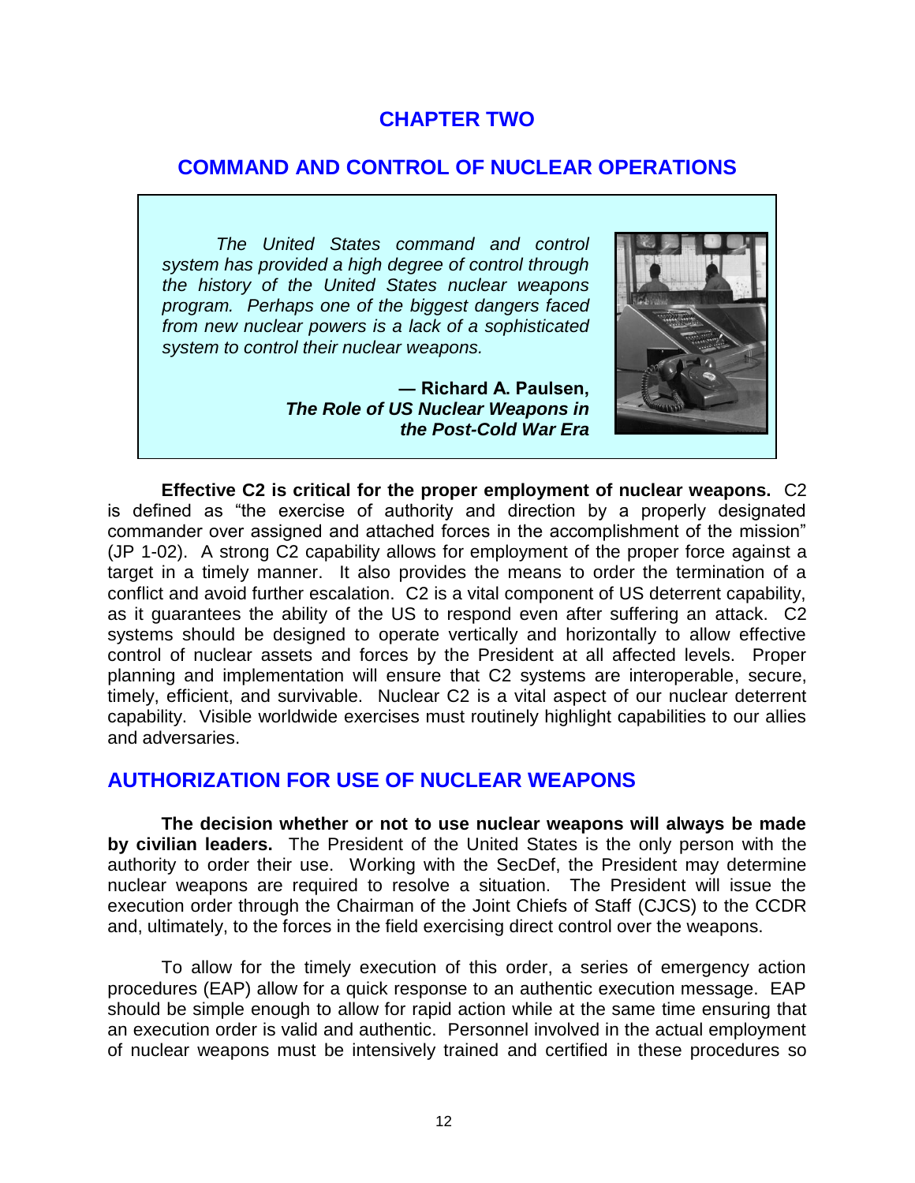# CHAPTER TWO

## COMMAND AND CONTROL OF NUCLEAR OPERATIONS

> *The United States command and control system has provided a high degree of control through the history of the United States nuclear weapons program. Perhaps one of the biggest dangers faced from new nuclear powers is a lack of a sophisticated system to control their nuclear weapons.*
>
> **— Richard A. Paulsen,**
> ***The Role of US Nuclear Weapons in the Post-Cold War Era***

**Effective C2 is critical for the proper employment of nuclear weapons.** C2 is defined as "the exercise of authority and direction by a properly designated commander over assigned and attached forces in the accomplishment of the mission" (JP 1-02). A strong C2 capability allows for employment of the proper force against a target in a timely manner. It also provides the means to order the termination of a conflict and avoid further escalation. C2 is a vital component of US deterrent capability, as it guarantees the ability of the US to respond even after suffering an attack. C2 systems should be designed to operate vertically and horizontally to allow effective control of nuclear assets and forces by the President at all affected levels. Proper planning and implementation will ensure that C2 systems are interoperable, secure, timely, efficient, and survivable. Nuclear C2 is a vital aspect of our nuclear deterrent capability. Visible worldwide exercises must routinely highlight capabilities to our allies and adversaries.

## AUTHORIZATION FOR USE OF NUCLEAR WEAPONS

**The decision whether or not to use nuclear weapons will always be made by civilian leaders.** The President of the United States is the only person with the authority to order their use. Working with the SecDef, the President may determine nuclear weapons are required to resolve a situation. The President will issue the execution order through the Chairman of the Joint Chiefs of Staff (CJCS) to the CCDR and, ultimately, to the forces in the field exercising direct control over the weapons.

To allow for the timely execution of this order, a series of emergency action procedures (EAP) allow for a quick response to an authentic execution message. EAP should be simple enough to allow for rapid action while at the same time ensuring that an execution order is valid and authentic. Personnel involved in the actual employment of nuclear weapons must be intensively trained and certified in these procedures so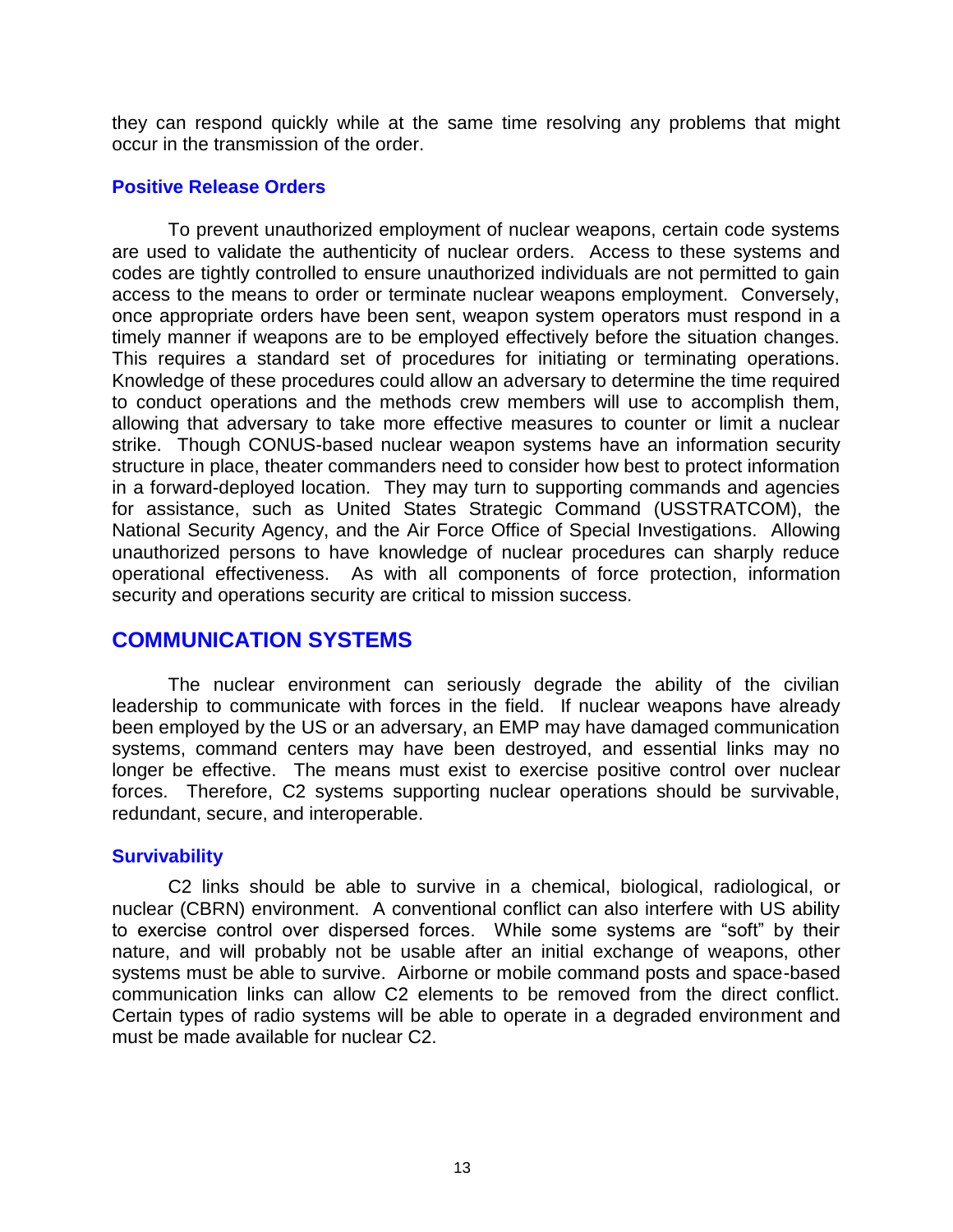they can respond quickly while at the same time resolving any problems that might occur in the transmission of the order.

### Positive Release Orders

To prevent unauthorized employment of nuclear weapons, certain code systems are used to validate the authenticity of nuclear orders. Access to these systems and codes are tightly controlled to ensure unauthorized individuals are not permitted to gain access to the means to order or terminate nuclear weapons employment. Conversely, once appropriate orders have been sent, weapon system operators must respond in a timely manner if weapons are to be employed effectively before the situation changes. This requires a standard set of procedures for initiating or terminating operations. Knowledge of these procedures could allow an adversary to determine the time required to conduct operations and the methods crew members will use to accomplish them, allowing that adversary to take more effective measures to counter or limit a nuclear strike. Though CONUS-based nuclear weapon systems have an information security structure in place, theater commanders need to consider how best to protect information in a forward-deployed location. They may turn to supporting commands and agencies for assistance, such as United States Strategic Command (USSTRATCOM), the National Security Agency, and the Air Force Office of Special Investigations. Allowing unauthorized persons to have knowledge of nuclear procedures can sharply reduce operational effectiveness. As with all components of force protection, information security and operations security are critical to mission success.

## COMMUNICATION SYSTEMS

The nuclear environment can seriously degrade the ability of the civilian leadership to communicate with forces in the field. If nuclear weapons have already been employed by the US or an adversary, an EMP may have damaged communication systems, command centers may have been destroyed, and essential links may no longer be effective. The means must exist to exercise positive control over nuclear forces. Therefore, C2 systems supporting nuclear operations should be survivable, redundant, secure, and interoperable.

### Survivability

C2 links should be able to survive in a chemical, biological, radiological, or nuclear (CBRN) environment. A conventional conflict can also interfere with US ability to exercise control over dispersed forces. While some systems are "soft" by their nature, and will probably not be usable after an initial exchange of weapons, other systems must be able to survive. Airborne or mobile command posts and space-based communication links can allow C2 elements to be removed from the direct conflict. Certain types of radio systems will be able to operate in a degraded environment and must be made available for nuclear C2.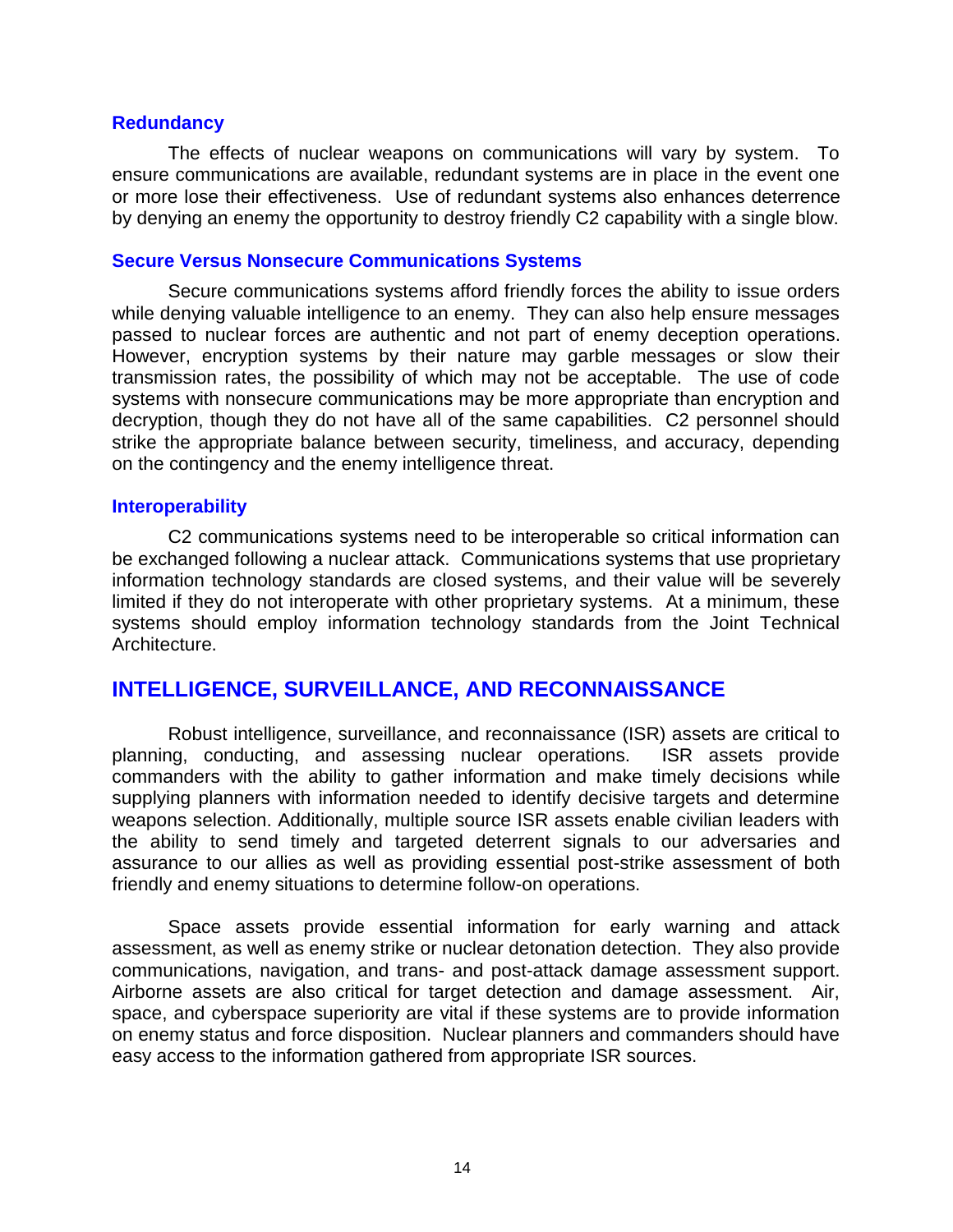### Redundancy

The effects of nuclear weapons on communications will vary by system. To ensure communications are available, redundant systems are in place in the event one or more lose their effectiveness. Use of redundant systems also enhances deterrence by denying an enemy the opportunity to destroy friendly C2 capability with a single blow.

### Secure Versus Nonsecure Communications Systems

Secure communications systems afford friendly forces the ability to issue orders while denying valuable intelligence to an enemy. They can also help ensure messages passed to nuclear forces are authentic and not part of enemy deception operations. However, encryption systems by their nature may garble messages or slow their transmission rates, the possibility of which may not be acceptable. The use of code systems with nonsecure communications may be more appropriate than encryption and decryption, though they do not have all of the same capabilities. C2 personnel should strike the appropriate balance between security, timeliness, and accuracy, depending on the contingency and the enemy intelligence threat.

### Interoperability

C2 communications systems need to be interoperable so critical information can be exchanged following a nuclear attack. Communications systems that use proprietary information technology standards are closed systems, and their value will be severely limited if they do not interoperate with other proprietary systems. At a minimum, these systems should employ information technology standards from the Joint Technical Architecture.

## INTELLIGENCE, SURVEILLANCE, AND RECONNAISSANCE

Robust intelligence, surveillance, and reconnaissance (ISR) assets are critical to planning, conducting, and assessing nuclear operations. ISR assets provide commanders with the ability to gather information and make timely decisions while supplying planners with information needed to identify decisive targets and determine weapons selection. Additionally, multiple source ISR assets enable civilian leaders with the ability to send timely and targeted deterrent signals to our adversaries and assurance to our allies as well as providing essential post-strike assessment of both friendly and enemy situations to determine follow-on operations.

Space assets provide essential information for early warning and attack assessment, as well as enemy strike or nuclear detonation detection. They also provide communications, navigation, and trans- and post-attack damage assessment support. Airborne assets are also critical for target detection and damage assessment. Air, space, and cyberspace superiority are vital if these systems are to provide information on enemy status and force disposition. Nuclear planners and commanders should have easy access to the information gathered from appropriate ISR sources.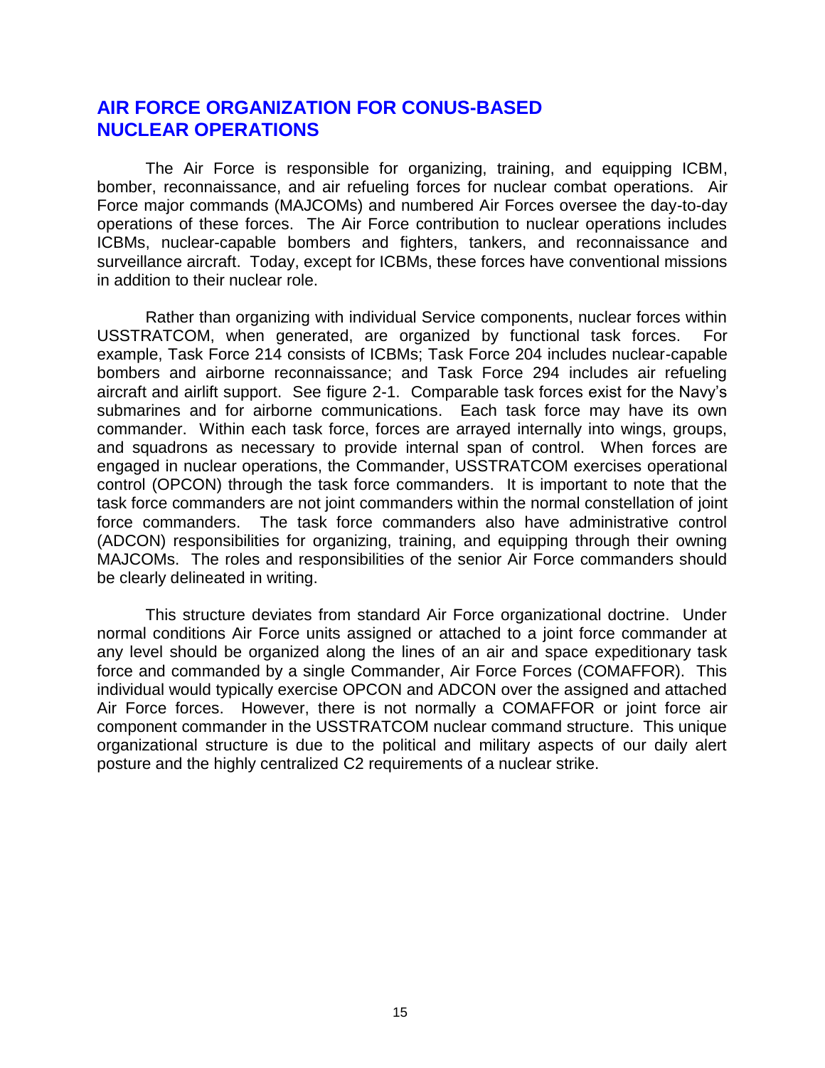## AIR FORCE ORGANIZATION FOR CONUS-BASED NUCLEAR OPERATIONS

The Air Force is responsible for organizing, training, and equipping ICBM, bomber, reconnaissance, and air refueling forces for nuclear combat operations. Air Force major commands (MAJCOMs) and numbered Air Forces oversee the day-to-day operations of these forces. The Air Force contribution to nuclear operations includes ICBMs, nuclear-capable bombers and fighters, tankers, and reconnaissance and surveillance aircraft. Today, except for ICBMs, these forces have conventional missions in addition to their nuclear role.

Rather than organizing with individual Service components, nuclear forces within USSTRATCOM, when generated, are organized by functional task forces. For example, Task Force 214 consists of ICBMs; Task Force 204 includes nuclear-capable bombers and airborne reconnaissance; and Task Force 294 includes air refueling aircraft and airlift support. See figure 2-1. Comparable task forces exist for the Navy's submarines and for airborne communications. Each task force may have its own commander. Within each task force, forces are arrayed internally into wings, groups, and squadrons as necessary to provide internal span of control. When forces are engaged in nuclear operations, the Commander, USSTRATCOM exercises operational control (OPCON) through the task force commanders. It is important to note that the task force commanders are not joint commanders within the normal constellation of joint force commanders. The task force commanders also have administrative control (ADCON) responsibilities for organizing, training, and equipping through their owning MAJCOMs. The roles and responsibilities of the senior Air Force commanders should be clearly delineated in writing.

This structure deviates from standard Air Force organizational doctrine. Under normal conditions Air Force units assigned or attached to a joint force commander at any level should be organized along the lines of an air and space expeditionary task force and commanded by a single Commander, Air Force Forces (COMAFFOR). This individual would typically exercise OPCON and ADCON over the assigned and attached Air Force forces. However, there is not normally a COMAFFOR or joint force air component commander in the USSTRATCOM nuclear command structure. This unique organizational structure is due to the political and military aspects of our daily alert posture and the highly centralized C2 requirements of a nuclear strike.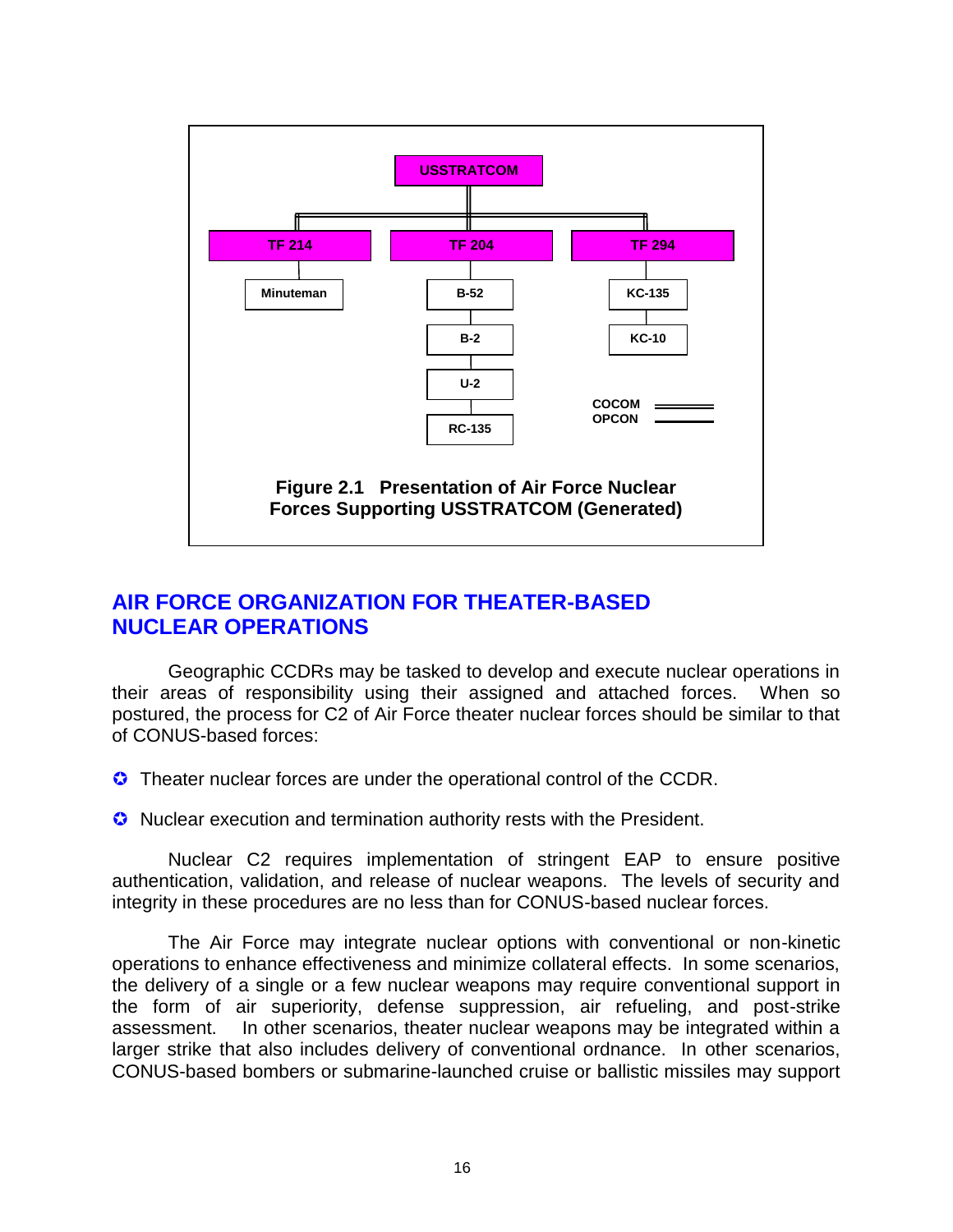USSTRATCOM

| TF 214 | TF 204 | TF 294 |
|---|---|---|
| Minuteman | B-52 | KC-135 |
| | B-2 | KC-10 |
| | U-2 | |
| | RC-135 | |

COCOM (double line)
OPCON (single line)

**Figure 2.1 Presentation of Air Force Nuclear Forces Supporting USSTRATCOM (Generated)**

## AIR FORCE ORGANIZATION FOR THEATER-BASED NUCLEAR OPERATIONS

Geographic CCDRs may be tasked to develop and execute nuclear operations in their areas of responsibility using their assigned and attached forces. When so postured, the process for C2 of Air Force theater nuclear forces should be similar to that of CONUS-based forces:

- Theater nuclear forces are under the operational control of the CCDR.
- Nuclear execution and termination authority rests with the President.

Nuclear C2 requires implementation of stringent EAP to ensure positive authentication, validation, and release of nuclear weapons. The levels of security and integrity in these procedures are no less than for CONUS-based nuclear forces.

The Air Force may integrate nuclear options with conventional or non-kinetic operations to enhance effectiveness and minimize collateral effects. In some scenarios, the delivery of a single or a few nuclear weapons may require conventional support in the form of air superiority, defense suppression, air refueling, and post-strike assessment. In other scenarios, theater nuclear weapons may be integrated within a larger strike that also includes delivery of conventional ordnance. In other scenarios, CONUS-based bombers or submarine-launched cruise or ballistic missiles may support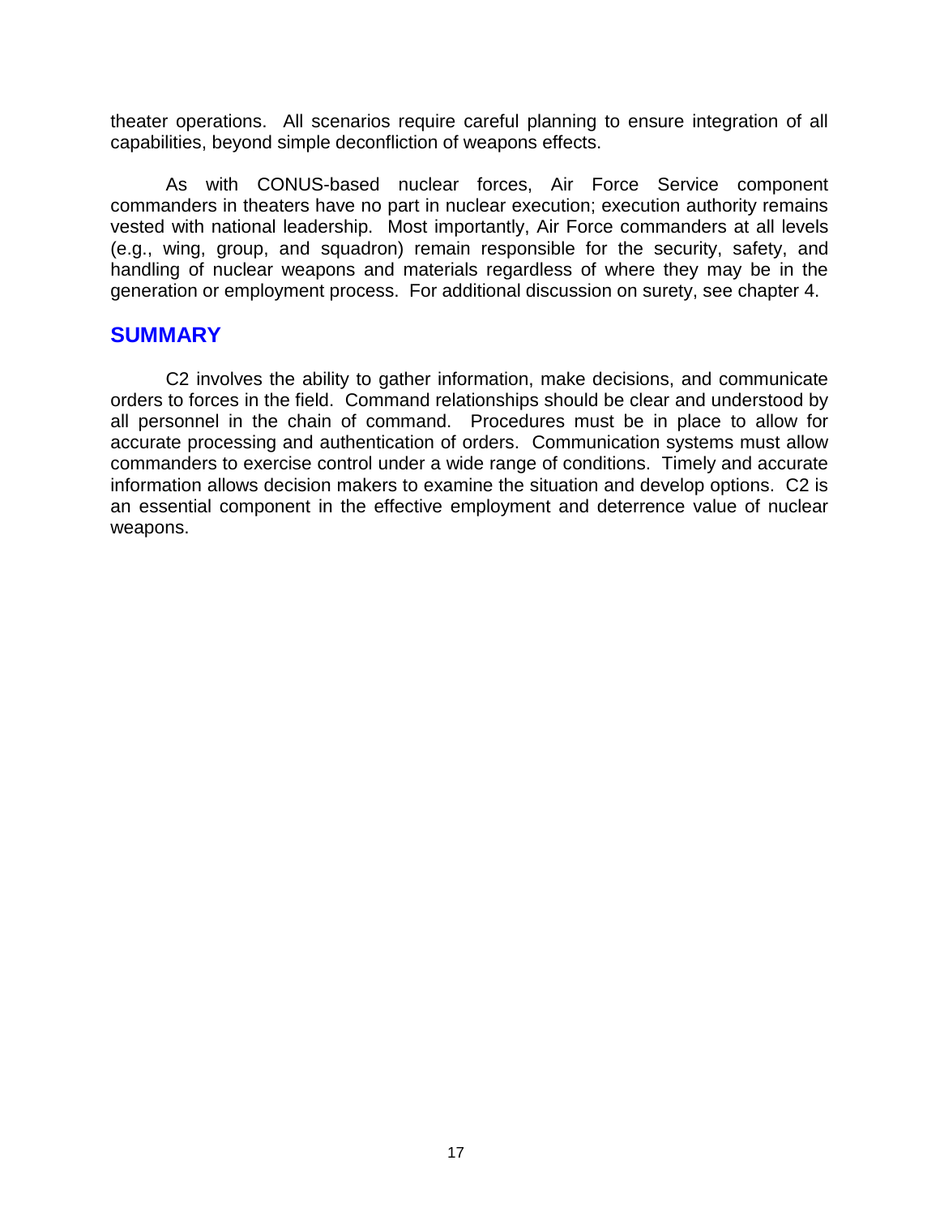theater operations. All scenarios require careful planning to ensure integration of all capabilities, beyond simple deconfliction of weapons effects.

As with CONUS-based nuclear forces, Air Force Service component commanders in theaters have no part in nuclear execution; execution authority remains vested with national leadership. Most importantly, Air Force commanders at all levels (e.g., wing, group, and squadron) remain responsible for the security, safety, and handling of nuclear weapons and materials regardless of where they may be in the generation or employment process. For additional discussion on surety, see chapter 4.

## SUMMARY

C2 involves the ability to gather information, make decisions, and communicate orders to forces in the field. Command relationships should be clear and understood by all personnel in the chain of command. Procedures must be in place to allow for accurate processing and authentication of orders. Communication systems must allow commanders to exercise control under a wide range of conditions. Timely and accurate information allows decision makers to examine the situation and develop options. C2 is an essential component in the effective employment and deterrence value of nuclear weapons.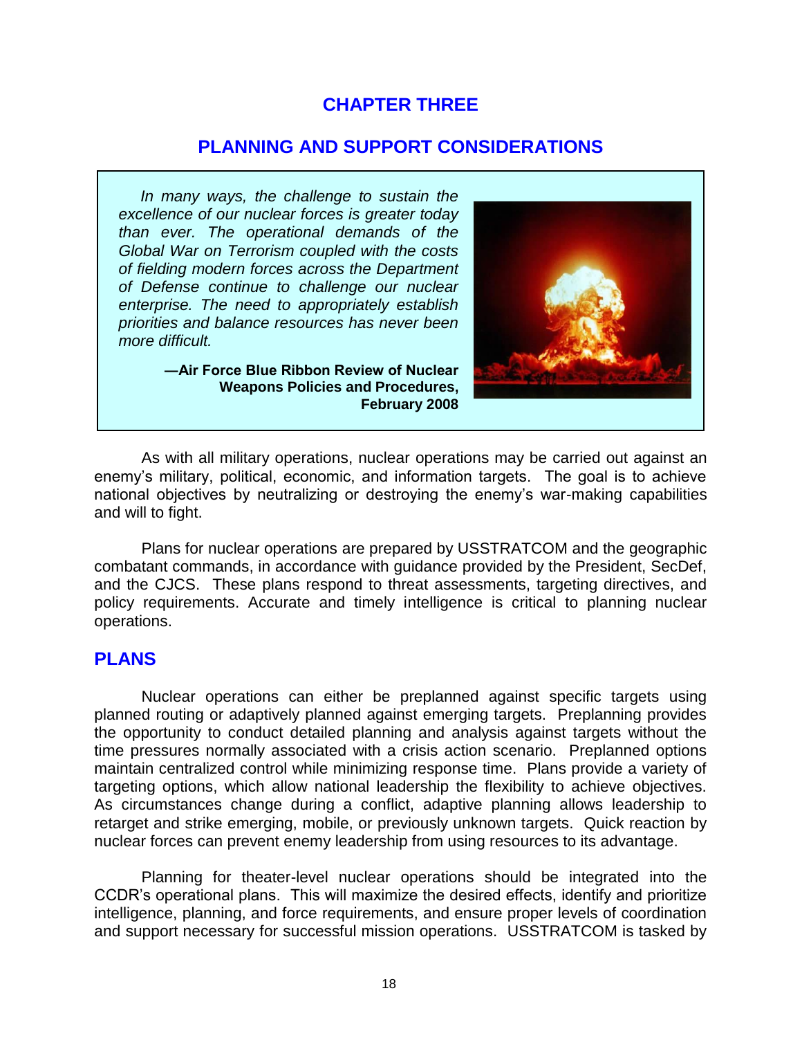# CHAPTER THREE

## PLANNING AND SUPPORT CONSIDERATIONS

> *In many ways, the challenge to sustain the excellence of our nuclear forces is greater today than ever. The operational demands of the Global War on Terrorism coupled with the costs of fielding modern forces across the Department of Defense continue to challenge our nuclear enterprise. The need to appropriately establish priorities and balance resources has never been more difficult.*
>
> **—Air Force Blue Ribbon Review of Nuclear Weapons Policies and Procedures, February 2008**

As with all military operations, nuclear operations may be carried out against an enemy's military, political, economic, and information targets. The goal is to achieve national objectives by neutralizing or destroying the enemy's war-making capabilities and will to fight.

Plans for nuclear operations are prepared by USSTRATCOM and the geographic combatant commands, in accordance with guidance provided by the President, SecDef, and the CJCS. These plans respond to threat assessments, targeting directives, and policy requirements. Accurate and timely intelligence is critical to planning nuclear operations.

## PLANS

Nuclear operations can either be preplanned against specific targets using planned routing or adaptively planned against emerging targets. Preplanning provides the opportunity to conduct detailed planning and analysis against targets without the time pressures normally associated with a crisis action scenario. Preplanned options maintain centralized control while minimizing response time. Plans provide a variety of targeting options, which allow national leadership the flexibility to achieve objectives. As circumstances change during a conflict, adaptive planning allows leadership to retarget and strike emerging, mobile, or previously unknown targets. Quick reaction by nuclear forces can prevent enemy leadership from using resources to its advantage.

Planning for theater-level nuclear operations should be integrated into the CCDR's operational plans. This will maximize the desired effects, identify and prioritize intelligence, planning, and force requirements, and ensure proper levels of coordination and support necessary for successful mission operations. USSTRATCOM is tasked by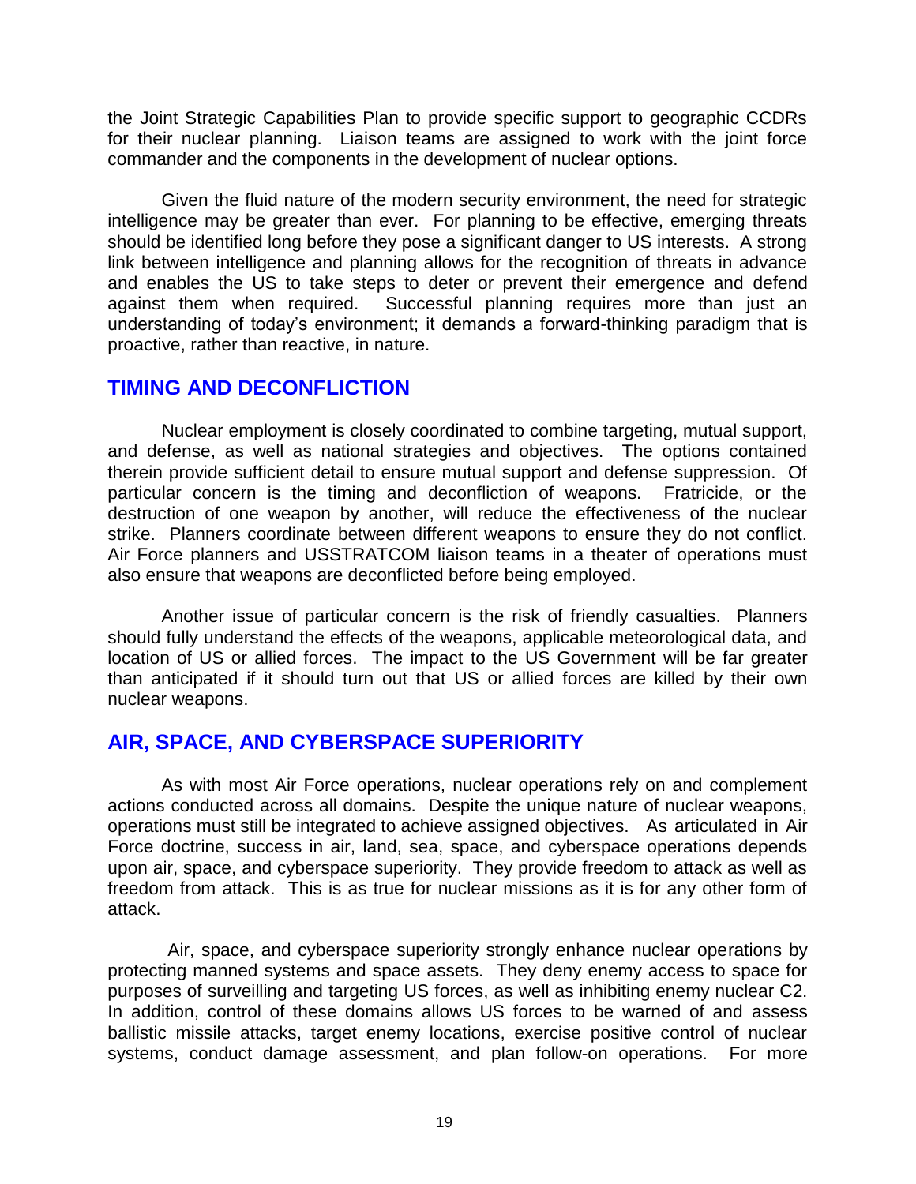the Joint Strategic Capabilities Plan to provide specific support to geographic CCDRs for their nuclear planning. Liaison teams are assigned to work with the joint force commander and the components in the development of nuclear options.

Given the fluid nature of the modern security environment, the need for strategic intelligence may be greater than ever. For planning to be effective, emerging threats should be identified long before they pose a significant danger to US interests. A strong link between intelligence and planning allows for the recognition of threats in advance and enables the US to take steps to deter or prevent their emergence and defend against them when required. Successful planning requires more than just an understanding of today's environment; it demands a forward-thinking paradigm that is proactive, rather than reactive, in nature.

## TIMING AND DECONFLICTION

Nuclear employment is closely coordinated to combine targeting, mutual support, and defense, as well as national strategies and objectives. The options contained therein provide sufficient detail to ensure mutual support and defense suppression. Of particular concern is the timing and deconfliction of weapons. Fratricide, or the destruction of one weapon by another, will reduce the effectiveness of the nuclear strike. Planners coordinate between different weapons to ensure they do not conflict. Air Force planners and USSTRATCOM liaison teams in a theater of operations must also ensure that weapons are deconflicted before being employed.

Another issue of particular concern is the risk of friendly casualties. Planners should fully understand the effects of the weapons, applicable meteorological data, and location of US or allied forces. The impact to the US Government will be far greater than anticipated if it should turn out that US or allied forces are killed by their own nuclear weapons.

## AIR, SPACE, AND CYBERSPACE SUPERIORITY

As with most Air Force operations, nuclear operations rely on and complement actions conducted across all domains. Despite the unique nature of nuclear weapons, operations must still be integrated to achieve assigned objectives. As articulated in Air Force doctrine, success in air, land, sea, space, and cyberspace operations depends upon air, space, and cyberspace superiority. They provide freedom to attack as well as freedom from attack. This is as true for nuclear missions as it is for any other form of attack.

Air, space, and cyberspace superiority strongly enhance nuclear operations by protecting manned systems and space assets. They deny enemy access to space for purposes of surveilling and targeting US forces, as well as inhibiting enemy nuclear C2. In addition, control of these domains allows US forces to be warned of and assess ballistic missile attacks, target enemy locations, exercise positive control of nuclear systems, conduct damage assessment, and plan follow-on operations. For more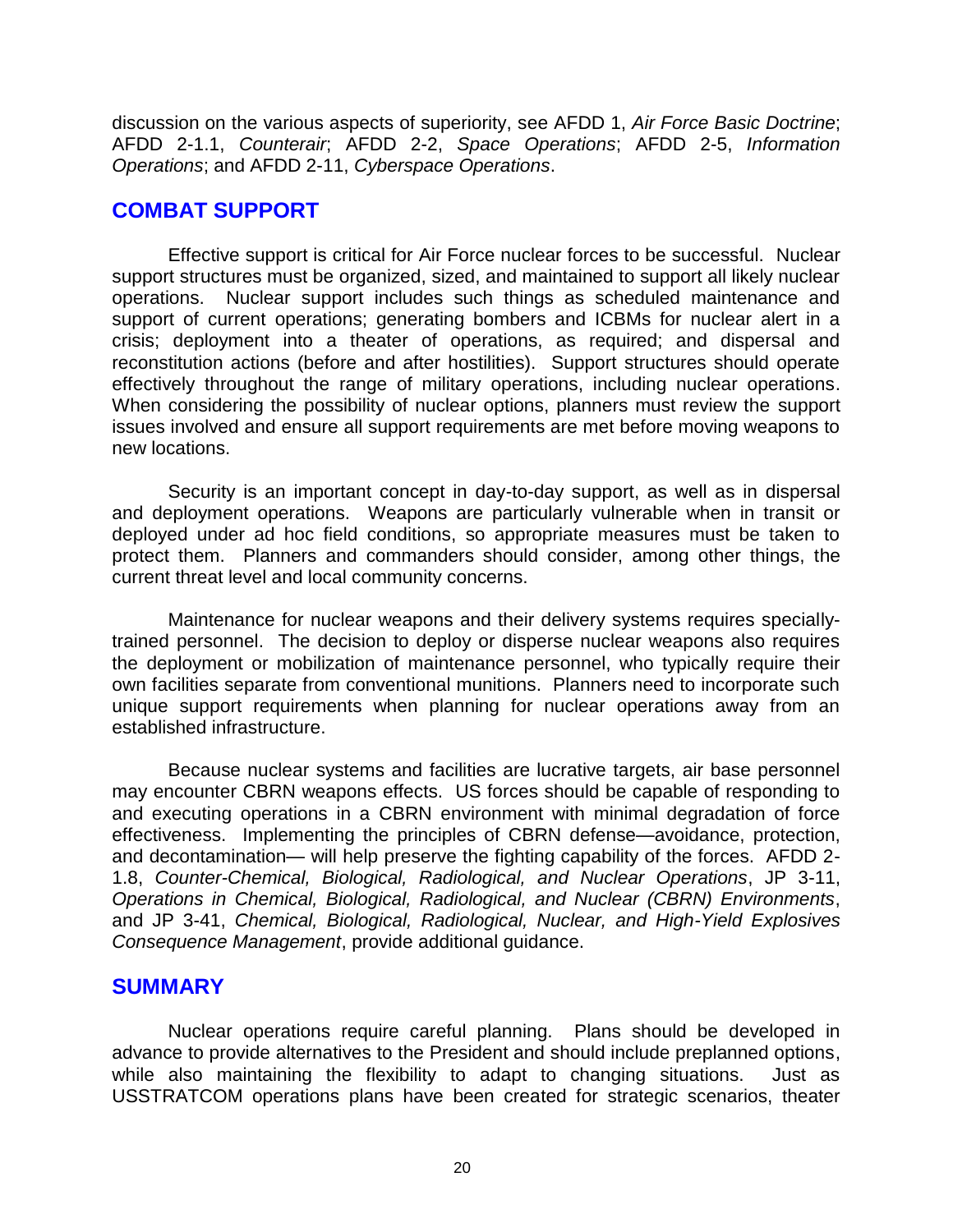discussion on the various aspects of superiority, see AFDD 1, *Air Force Basic Doctrine*; AFDD 2-1.1, *Counterair*; AFDD 2-2, *Space Operations*; AFDD 2-5, *Information Operations*; and AFDD 2-11, *Cyberspace Operations*.

## COMBAT SUPPORT

Effective support is critical for Air Force nuclear forces to be successful. Nuclear support structures must be organized, sized, and maintained to support all likely nuclear operations. Nuclear support includes such things as scheduled maintenance and support of current operations; generating bombers and ICBMs for nuclear alert in a crisis; deployment into a theater of operations, as required; and dispersal and reconstitution actions (before and after hostilities). Support structures should operate effectively throughout the range of military operations, including nuclear operations. When considering the possibility of nuclear options, planners must review the support issues involved and ensure all support requirements are met before moving weapons to new locations.

Security is an important concept in day-to-day support, as well as in dispersal and deployment operations. Weapons are particularly vulnerable when in transit or deployed under ad hoc field conditions, so appropriate measures must be taken to protect them. Planners and commanders should consider, among other things, the current threat level and local community concerns.

Maintenance for nuclear weapons and their delivery systems requires specially-trained personnel. The decision to deploy or disperse nuclear weapons also requires the deployment or mobilization of maintenance personnel, who typically require their own facilities separate from conventional munitions. Planners need to incorporate such unique support requirements when planning for nuclear operations away from an established infrastructure.

Because nuclear systems and facilities are lucrative targets, air base personnel may encounter CBRN weapons effects. US forces should be capable of responding to and executing operations in a CBRN environment with minimal degradation of force effectiveness. Implementing the principles of CBRN defense—avoidance, protection, and decontamination— will help preserve the fighting capability of the forces. AFDD 2-1.8, *Counter-Chemical, Biological, Radiological, and Nuclear Operations*, JP 3-11, *Operations in Chemical, Biological, Radiological, and Nuclear (CBRN) Environments*, and JP 3-41, *Chemical, Biological, Radiological, Nuclear, and High-Yield Explosives Consequence Management*, provide additional guidance.

## SUMMARY

Nuclear operations require careful planning. Plans should be developed in advance to provide alternatives to the President and should include preplanned options, while also maintaining the flexibility to adapt to changing situations. Just as USSTRATCOM operations plans have been created for strategic scenarios, theater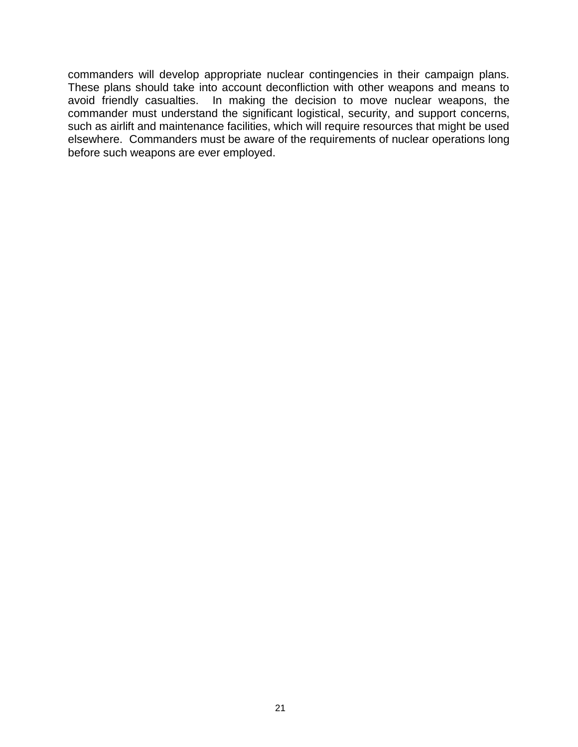commanders will develop appropriate nuclear contingencies in their campaign plans. These plans should take into account deconfliction with other weapons and means to avoid friendly casualties. In making the decision to move nuclear weapons, the commander must understand the significant logistical, security, and support concerns, such as airlift and maintenance facilities, which will require resources that might be used elsewhere. Commanders must be aware of the requirements of nuclear operations long before such weapons are ever employed.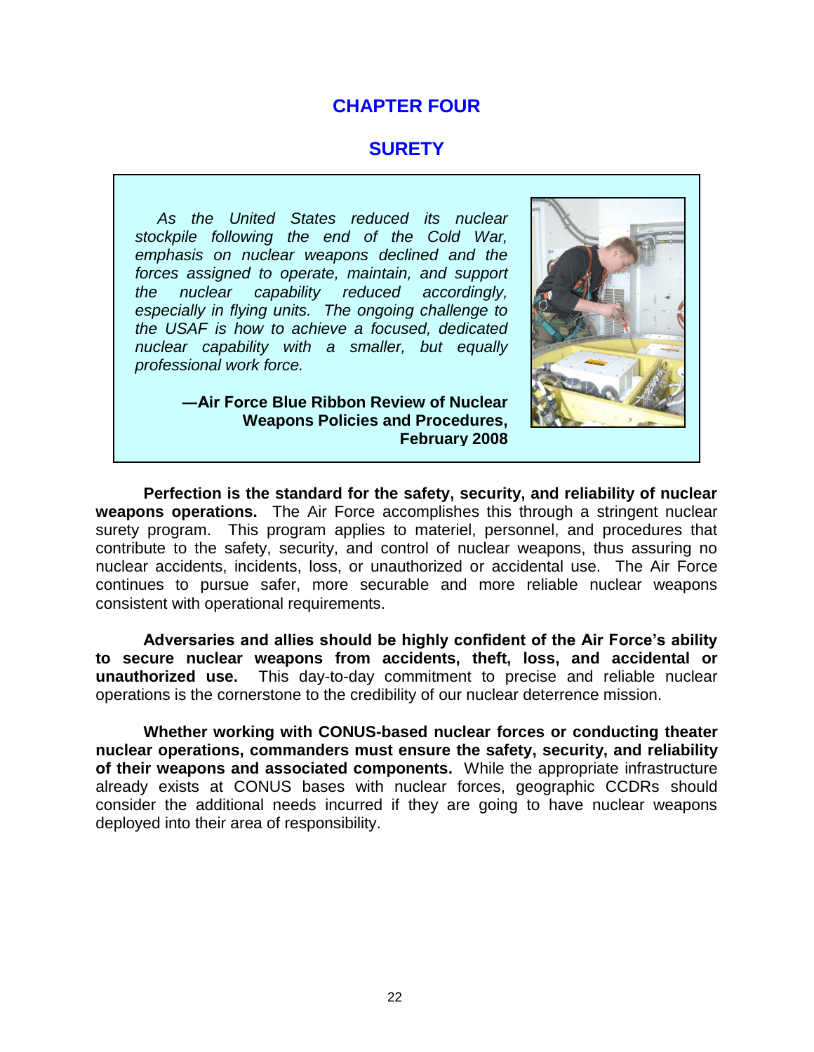# CHAPTER FOUR

## SURETY

> *As the United States reduced its nuclear stockpile following the end of the Cold War, emphasis on nuclear weapons declined and the forces assigned to operate, maintain, and support the nuclear capability reduced accordingly, especially in flying units. The ongoing challenge to the USAF is how to achieve a focused, dedicated nuclear capability with a smaller, but equally professional work force.*
>
> **—Air Force Blue Ribbon Review of Nuclear Weapons Policies and Procedures, February 2008**

**Perfection is the standard for the safety, security, and reliability of nuclear weapons operations.** The Air Force accomplishes this through a stringent nuclear surety program. This program applies to materiel, personnel, and procedures that contribute to the safety, security, and control of nuclear weapons, thus assuring no nuclear accidents, incidents, loss, or unauthorized or accidental use. The Air Force continues to pursue safer, more securable and more reliable nuclear weapons consistent with operational requirements.

**Adversaries and allies should be highly confident of the Air Force's ability to secure nuclear weapons from accidents, theft, loss, and accidental or unauthorized use.** This day-to-day commitment to precise and reliable nuclear operations is the cornerstone to the credibility of our nuclear deterrence mission.

**Whether working with CONUS-based nuclear forces or conducting theater nuclear operations, commanders must ensure the safety, security, and reliability of their weapons and associated components.** While the appropriate infrastructure already exists at CONUS bases with nuclear forces, geographic CCDRs should consider the additional needs incurred if they are going to have nuclear weapons deployed into their area of responsibility.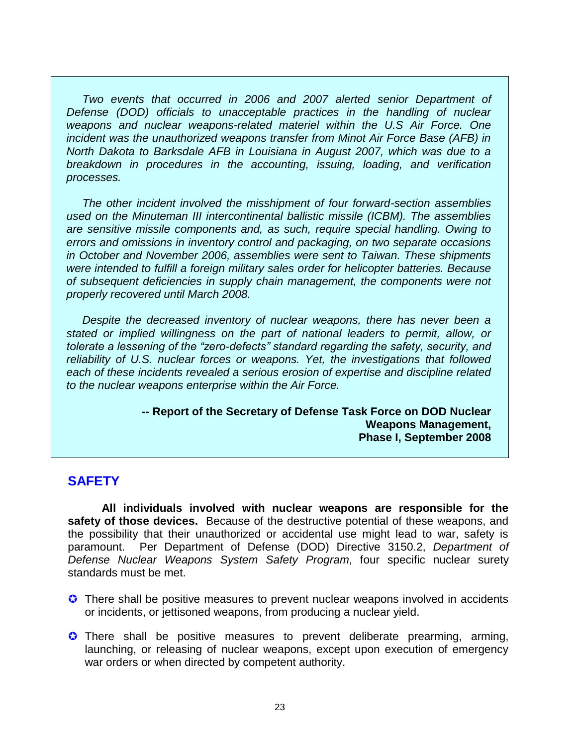> *Two events that occurred in 2006 and 2007 alerted senior Department of Defense (DOD) officials to unacceptable practices in the handling of nuclear weapons and nuclear weapons-related materiel within the U.S Air Force. One incident was the unauthorized weapons transfer from Minot Air Force Base (AFB) in North Dakota to Barksdale AFB in Louisiana in August 2007, which was due to a breakdown in procedures in the accounting, issuing, loading, and verification processes.*
>
> *The other incident involved the misshipment of four forward-section assemblies used on the Minuteman III intercontinental ballistic missile (ICBM). The assemblies are sensitive missile components and, as such, require special handling. Owing to errors and omissions in inventory control and packaging, on two separate occasions in October and November 2006, assemblies were sent to Taiwan. These shipments were intended to fulfill a foreign military sales order for helicopter batteries. Because of subsequent deficiencies in supply chain management, the components were not properly recovered until March 2008.*
>
> *Despite the decreased inventory of nuclear weapons, there has never been a stated or implied willingness on the part of national leaders to permit, allow, or tolerate a lessening of the "zero-defects" standard regarding the safety, security, and reliability of U.S. nuclear forces or weapons. Yet, the investigations that followed each of these incidents revealed a serious erosion of expertise and discipline related to the nuclear weapons enterprise within the Air Force.*
>
> **-- Report of the Secretary of Defense Task Force on DOD Nuclear Weapons Management, Phase I, September 2008**

## SAFETY

**All individuals involved with nuclear weapons are responsible for the safety of those devices.** Because of the destructive potential of these weapons, and the possibility that their unauthorized or accidental use might lead to war, safety is paramount. Per Department of Defense (DOD) Directive 3150.2, *Department of Defense Nuclear Weapons System Safety Program*, four specific nuclear surety standards must be met.

- There shall be positive measures to prevent nuclear weapons involved in accidents or incidents, or jettisoned weapons, from producing a nuclear yield.
- There shall be positive measures to prevent deliberate prearming, arming, launching, or releasing of nuclear weapons, except upon execution of emergency war orders or when directed by competent authority.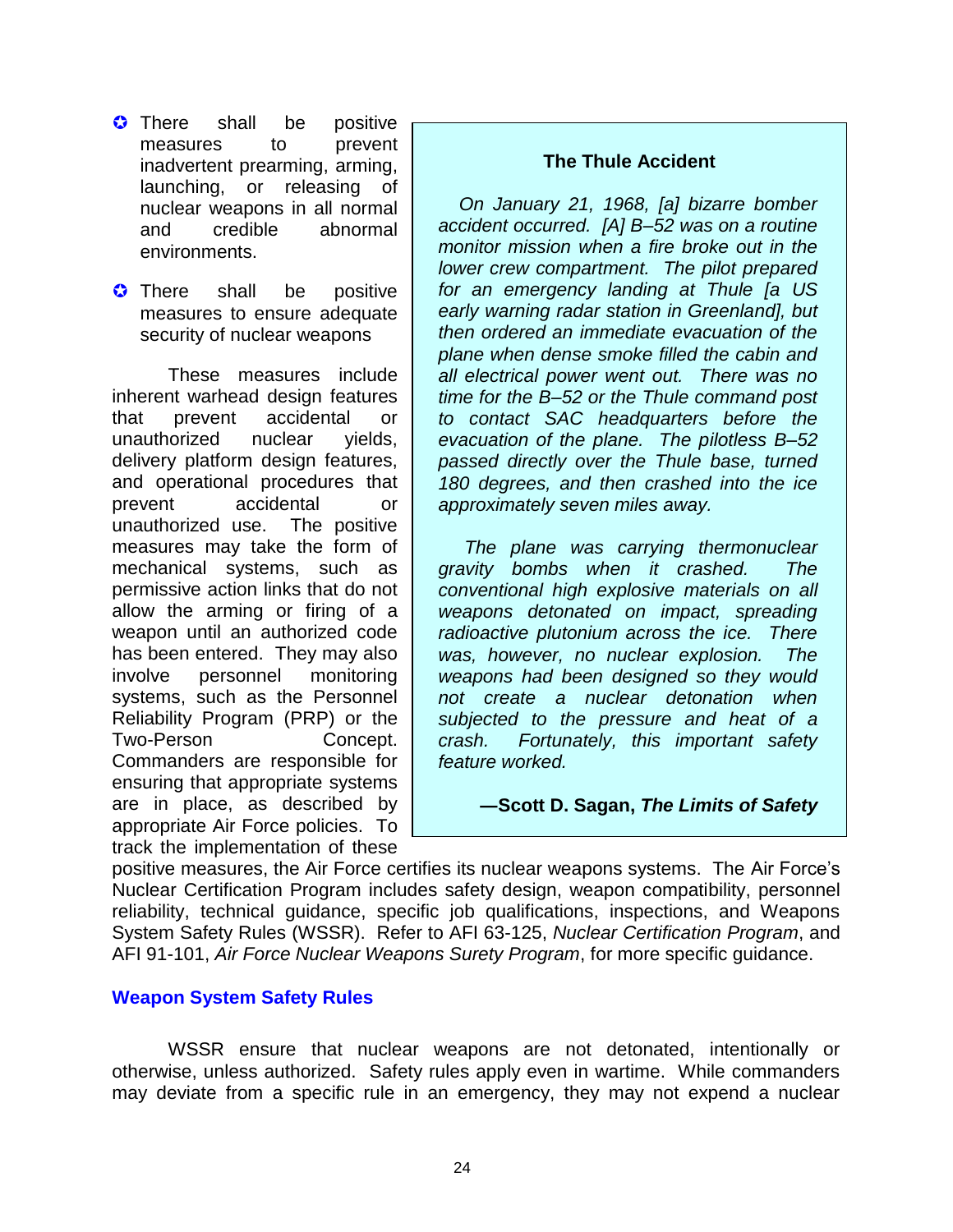- There shall be positive measures to prevent inadvertent prearming, arming, launching, or releasing of nuclear weapons in all normal and credible abnormal environments.

- There shall be positive measures to ensure adequate security of nuclear weapons

These measures include inherent warhead design features that prevent accidental or unauthorized nuclear yields, delivery platform design features, and operational procedures that prevent accidental or unauthorized use. The positive measures may take the form of mechanical systems, such as permissive action links that do not allow the arming or firing of a weapon until an authorized code has been entered. They may also involve personnel monitoring systems, such as the Personnel Reliability Program (PRP) or the Two-Person Concept. Commanders are responsible for ensuring that appropriate systems are in place, as described by appropriate Air Force policies. To track the implementation of these positive measures, the Air Force certifies its nuclear weapons systems. The Air Force's Nuclear Certification Program includes safety design, weapon compatibility, personnel reliability, technical guidance, specific job qualifications, inspections, and Weapons System Safety Rules (WSSR). Refer to AFI 63-125, *Nuclear Certification Program*, and AFI 91-101, *Air Force Nuclear Weapons Surety Program*, for more specific guidance.

> **The Thule Accident**
>
> *On January 21, 1968, [a] bizarre bomber accident occurred. [A] B–52 was on a routine monitor mission when a fire broke out in the lower crew compartment. The pilot prepared for an emergency landing at Thule [a US early warning radar station in Greenland], but then ordered an immediate evacuation of the plane when dense smoke filled the cabin and all electrical power went out. There was no time for the B–52 or the Thule command post to contact SAC headquarters before the evacuation of the plane. The pilotless B–52 passed directly over the Thule base, turned 180 degrees, and then crashed into the ice approximately seven miles away.*
>
> *The plane was carrying thermonuclear gravity bombs when it crashed. The conventional high explosive materials on all weapons detonated on impact, spreading radioactive plutonium across the ice. There was, however, no nuclear explosion. The weapons had been designed so they would not create a nuclear detonation when subjected to the pressure and heat of a crash. Fortunately, this important safety feature worked.*
>
> **—Scott D. Sagan, *The Limits of Safety***

## Weapon System Safety Rules

WSSR ensure that nuclear weapons are not detonated, intentionally or otherwise, unless authorized. Safety rules apply even in wartime. While commanders may deviate from a specific rule in an emergency, they may not expend a nuclear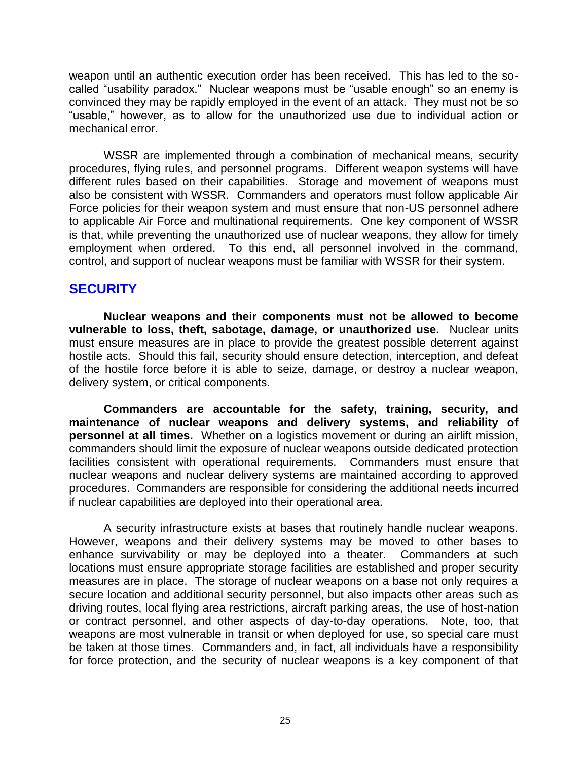weapon until an authentic execution order has been received. This has led to the so-called "usability paradox." Nuclear weapons must be "usable enough" so an enemy is convinced they may be rapidly employed in the event of an attack. They must not be so "usable," however, as to allow for the unauthorized use due to individual action or mechanical error.

WSSR are implemented through a combination of mechanical means, security procedures, flying rules, and personnel programs. Different weapon systems will have different rules based on their capabilities. Storage and movement of weapons must also be consistent with WSSR. Commanders and operators must follow applicable Air Force policies for their weapon system and must ensure that non-US personnel adhere to applicable Air Force and multinational requirements. One key component of WSSR is that, while preventing the unauthorized use of nuclear weapons, they allow for timely employment when ordered. To this end, all personnel involved in the command, control, and support of nuclear weapons must be familiar with WSSR for their system.

## SECURITY

**Nuclear weapons and their components must not be allowed to become vulnerable to loss, theft, sabotage, damage, or unauthorized use.** Nuclear units must ensure measures are in place to provide the greatest possible deterrent against hostile acts. Should this fail, security should ensure detection, interception, and defeat of the hostile force before it is able to seize, damage, or destroy a nuclear weapon, delivery system, or critical components.

**Commanders are accountable for the safety, training, security, and maintenance of nuclear weapons and delivery systems, and reliability of personnel at all times.** Whether on a logistics movement or during an airlift mission, commanders should limit the exposure of nuclear weapons outside dedicated protection facilities consistent with operational requirements. Commanders must ensure that nuclear weapons and nuclear delivery systems are maintained according to approved procedures. Commanders are responsible for considering the additional needs incurred if nuclear capabilities are deployed into their operational area.

A security infrastructure exists at bases that routinely handle nuclear weapons. However, weapons and their delivery systems may be moved to other bases to enhance survivability or may be deployed into a theater. Commanders at such locations must ensure appropriate storage facilities are established and proper security measures are in place. The storage of nuclear weapons on a base not only requires a secure location and additional security personnel, but also impacts other areas such as driving routes, local flying area restrictions, aircraft parking areas, the use of host-nation or contract personnel, and other aspects of day-to-day operations. Note, too, that weapons are most vulnerable in transit or when deployed for use, so special care must be taken at those times. Commanders and, in fact, all individuals have a responsibility for force protection, and the security of nuclear weapons is a key component of that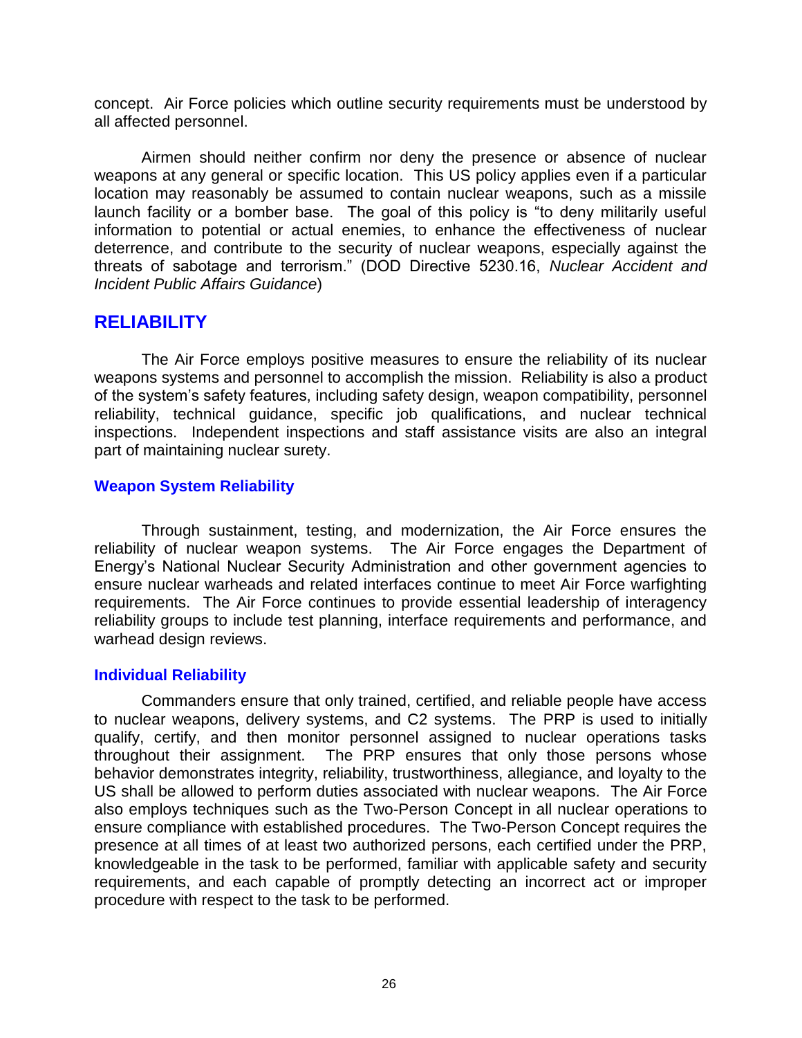concept. Air Force policies which outline security requirements must be understood by all affected personnel.

Airmen should neither confirm nor deny the presence or absence of nuclear weapons at any general or specific location. This US policy applies even if a particular location may reasonably be assumed to contain nuclear weapons, such as a missile launch facility or a bomber base. The goal of this policy is "to deny militarily useful information to potential or actual enemies, to enhance the effectiveness of nuclear deterrence, and contribute to the security of nuclear weapons, especially against the threats of sabotage and terrorism." (DOD Directive 5230.16, *Nuclear Accident and Incident Public Affairs Guidance*)

## RELIABILITY

The Air Force employs positive measures to ensure the reliability of its nuclear weapons systems and personnel to accomplish the mission. Reliability is also a product of the system's safety features, including safety design, weapon compatibility, personnel reliability, technical guidance, specific job qualifications, and nuclear technical inspections. Independent inspections and staff assistance visits are also an integral part of maintaining nuclear surety.

### Weapon System Reliability

Through sustainment, testing, and modernization, the Air Force ensures the reliability of nuclear weapon systems. The Air Force engages the Department of Energy's National Nuclear Security Administration and other government agencies to ensure nuclear warheads and related interfaces continue to meet Air Force warfighting requirements. The Air Force continues to provide essential leadership of interagency reliability groups to include test planning, interface requirements and performance, and warhead design reviews.

### Individual Reliability

Commanders ensure that only trained, certified, and reliable people have access to nuclear weapons, delivery systems, and C2 systems. The PRP is used to initially qualify, certify, and then monitor personnel assigned to nuclear operations tasks throughout their assignment. The PRP ensures that only those persons whose behavior demonstrates integrity, reliability, trustworthiness, allegiance, and loyalty to the US shall be allowed to perform duties associated with nuclear weapons. The Air Force also employs techniques such as the Two-Person Concept in all nuclear operations to ensure compliance with established procedures. The Two-Person Concept requires the presence at all times of at least two authorized persons, each certified under the PRP, knowledgeable in the task to be performed, familiar with applicable safety and security requirements, and each capable of promptly detecting an incorrect act or improper procedure with respect to the task to be performed.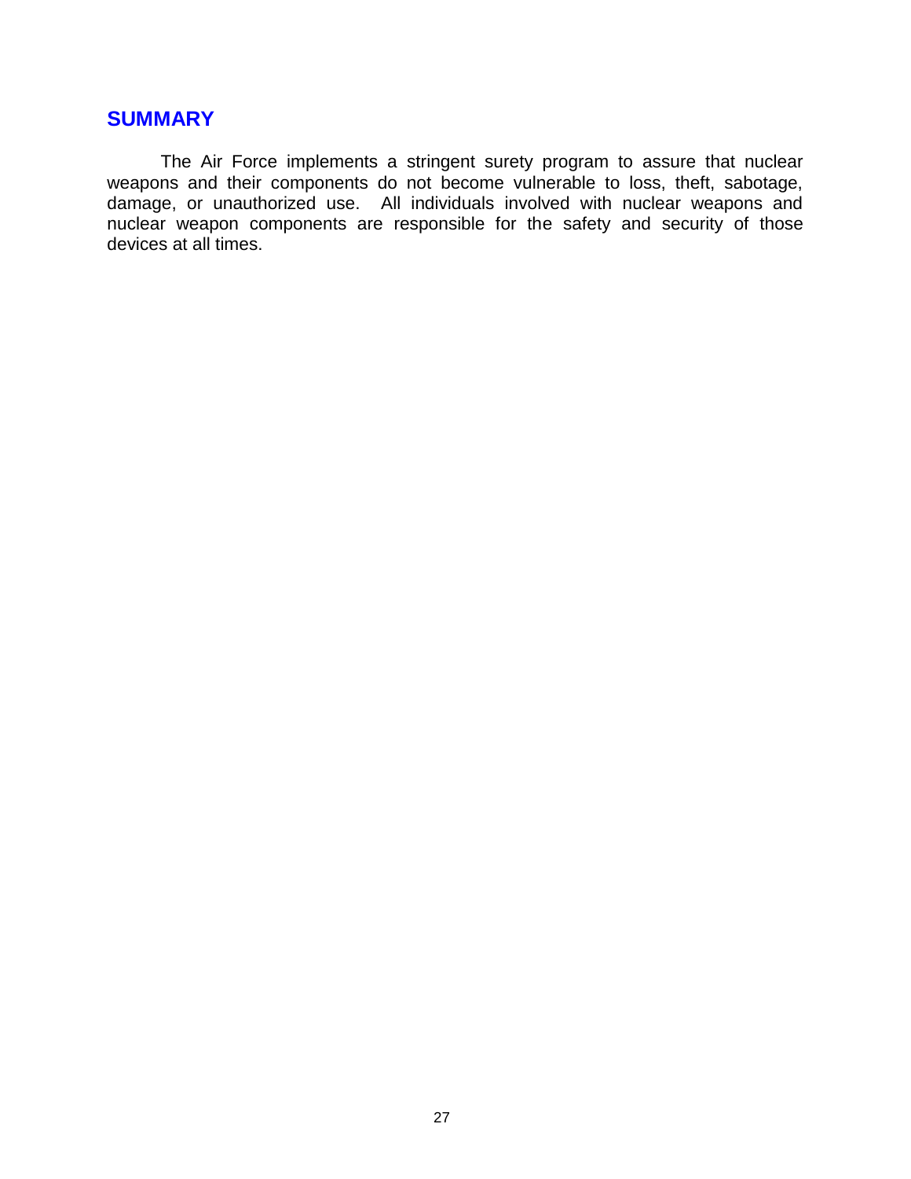## SUMMARY

The Air Force implements a stringent surety program to assure that nuclear weapons and their components do not become vulnerable to loss, theft, sabotage, damage, or unauthorized use. All individuals involved with nuclear weapons and nuclear weapon components are responsible for the safety and security of those devices at all times.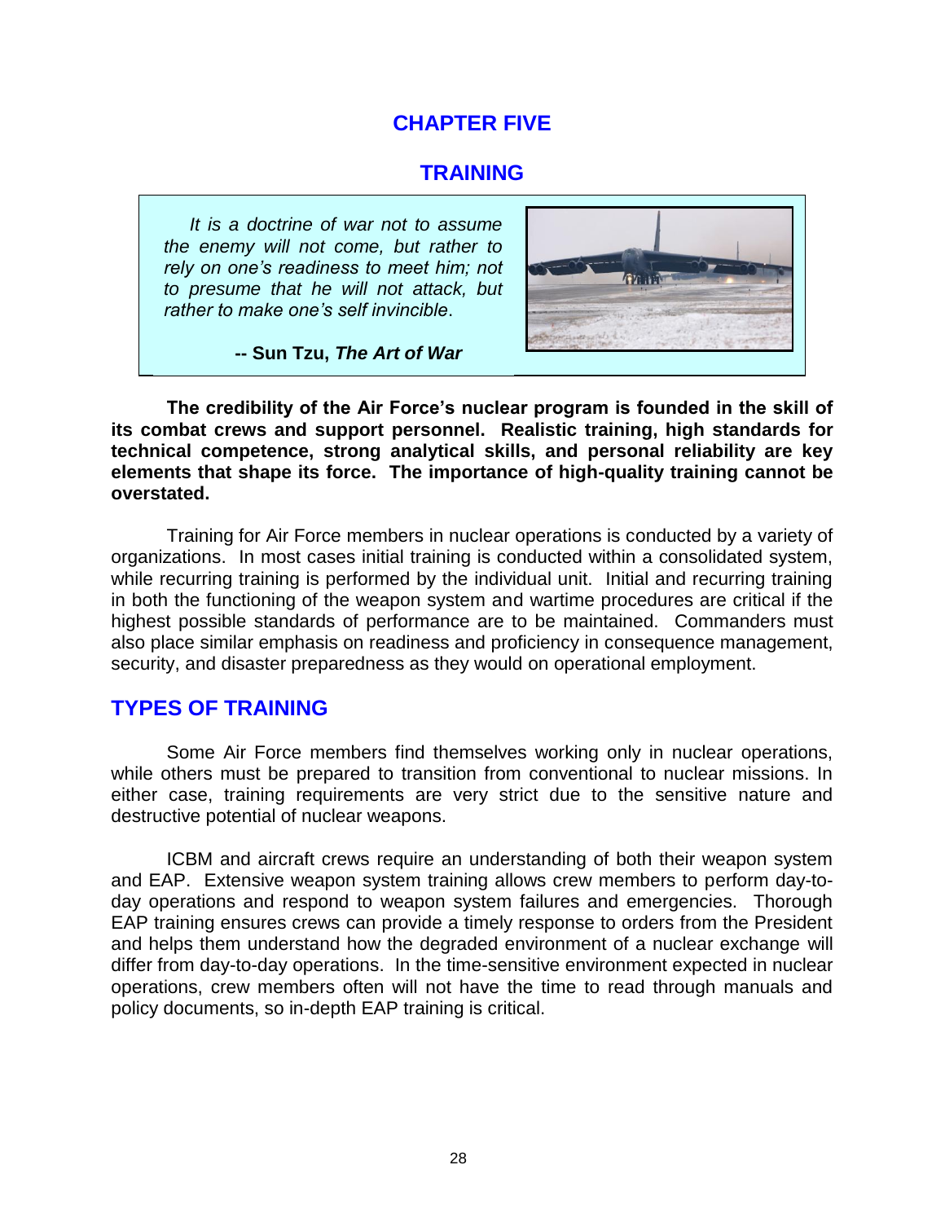# CHAPTER FIVE

# TRAINING

*It is a doctrine of war not to assume the enemy will not come, but rather to rely on one's readiness to meet him; not to presume that he will not attack, but rather to make one's self invincible.*

**-- Sun Tzu, *The Art of War***

**The credibility of the Air Force's nuclear program is founded in the skill of its combat crews and support personnel. Realistic training, high standards for technical competence, strong analytical skills, and personal reliability are key elements that shape its force. The importance of high-quality training cannot be overstated.**

Training for Air Force members in nuclear operations is conducted by a variety of organizations. In most cases initial training is conducted within a consolidated system, while recurring training is performed by the individual unit. Initial and recurring training in both the functioning of the weapon system and wartime procedures are critical if the highest possible standards of performance are to be maintained. Commanders must also place similar emphasis on readiness and proficiency in consequence management, security, and disaster preparedness as they would on operational employment.

## TYPES OF TRAINING

Some Air Force members find themselves working only in nuclear operations, while others must be prepared to transition from conventional to nuclear missions. In either case, training requirements are very strict due to the sensitive nature and destructive potential of nuclear weapons.

ICBM and aircraft crews require an understanding of both their weapon system and EAP. Extensive weapon system training allows crew members to perform day-to-day operations and respond to weapon system failures and emergencies. Thorough EAP training ensures crews can provide a timely response to orders from the President and helps them understand how the degraded environment of a nuclear exchange will differ from day-to-day operations. In the time-sensitive environment expected in nuclear operations, crew members often will not have the time to read through manuals and policy documents, so in-depth EAP training is critical.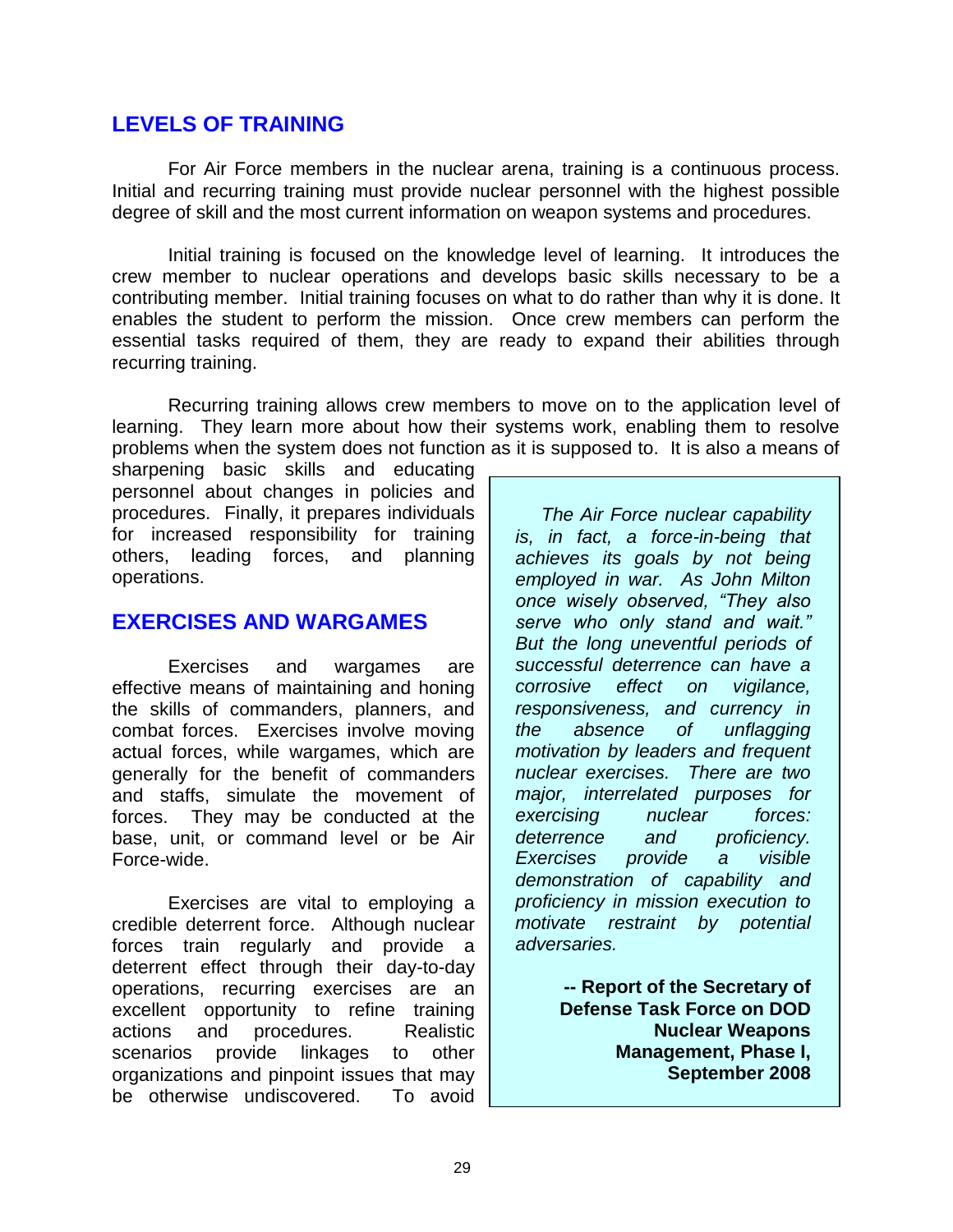## LEVELS OF TRAINING

For Air Force members in the nuclear arena, training is a continuous process. Initial and recurring training must provide nuclear personnel with the highest possible degree of skill and the most current information on weapon systems and procedures.

Initial training is focused on the knowledge level of learning. It introduces the crew member to nuclear operations and develops basic skills necessary to be a contributing member. Initial training focuses on what to do rather than why it is done. It enables the student to perform the mission. Once crew members can perform the essential tasks required of them, they are ready to expand their abilities through recurring training.

Recurring training allows crew members to move on to the application level of learning. They learn more about how their systems work, enabling them to resolve problems when the system does not function as it is supposed to. It is also a means of sharpening basic skills and educating personnel about changes in policies and procedures. Finally, it prepares individuals for increased responsibility for training others, leading forces, and planning operations.

## EXERCISES AND WARGAMES

Exercises and wargames are effective means of maintaining and honing the skills of commanders, planners, and combat forces. Exercises involve moving actual forces, while wargames, which are generally for the benefit of commanders and staffs, simulate the movement of forces. They may be conducted at the base, unit, or command level or be Air Force-wide.

Exercises are vital to employing a credible deterrent force. Although nuclear forces train regularly and provide a deterrent effect through their day-to-day operations, recurring exercises are an excellent opportunity to refine training actions and procedures. Realistic scenarios provide linkages to other organizations and pinpoint issues that may be otherwise undiscovered. To avoid

> *The Air Force nuclear capability is, in fact, a force-in-being that achieves its goals by not being employed in war. As John Milton once wisely observed, "They also serve who only stand and wait." But the long uneventful periods of successful deterrence can have a corrosive effect on vigilance, responsiveness, and currency in the absence of unflagging motivation by leaders and frequent nuclear exercises. There are two major, interrelated purposes for exercising nuclear forces: deterrence and proficiency. Exercises provide a visible demonstration of capability and proficiency in mission execution to motivate restraint by potential adversaries.*
>
> **-- Report of the Secretary of Defense Task Force on DOD Nuclear Weapons Management, Phase I, September 2008**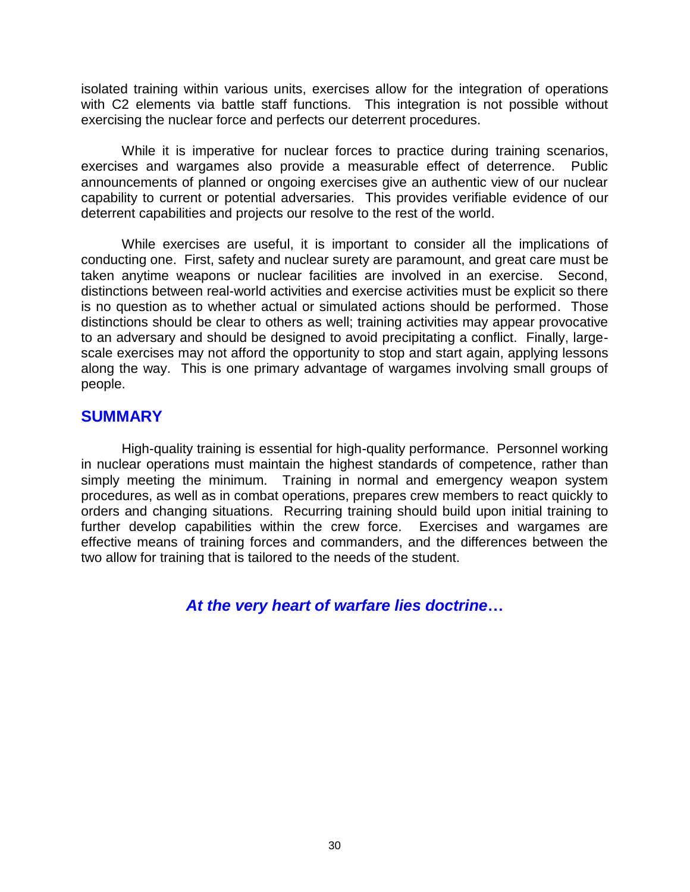isolated training within various units, exercises allow for the integration of operations with C2 elements via battle staff functions. This integration is not possible without exercising the nuclear force and perfects our deterrent procedures.

While it is imperative for nuclear forces to practice during training scenarios, exercises and wargames also provide a measurable effect of deterrence. Public announcements of planned or ongoing exercises give an authentic view of our nuclear capability to current or potential adversaries. This provides verifiable evidence of our deterrent capabilities and projects our resolve to the rest of the world.

While exercises are useful, it is important to consider all the implications of conducting one. First, safety and nuclear surety are paramount, and great care must be taken anytime weapons or nuclear facilities are involved in an exercise. Second, distinctions between real-world activities and exercise activities must be explicit so there is no question as to whether actual or simulated actions should be performed. Those distinctions should be clear to others as well; training activities may appear provocative to an adversary and should be designed to avoid precipitating a conflict. Finally, large-scale exercises may not afford the opportunity to stop and start again, applying lessons along the way. This is one primary advantage of wargames involving small groups of people.

## SUMMARY

High-quality training is essential for high-quality performance. Personnel working in nuclear operations must maintain the highest standards of competence, rather than simply meeting the minimum. Training in normal and emergency weapon system procedures, as well as in combat operations, prepares crew members to react quickly to orders and changing situations. Recurring training should build upon initial training to further develop capabilities within the crew force. Exercises and wargames are effective means of training forces and commanders, and the differences between the two allow for training that is tailored to the needs of the student.

***At the very heart of warfare lies doctrine…***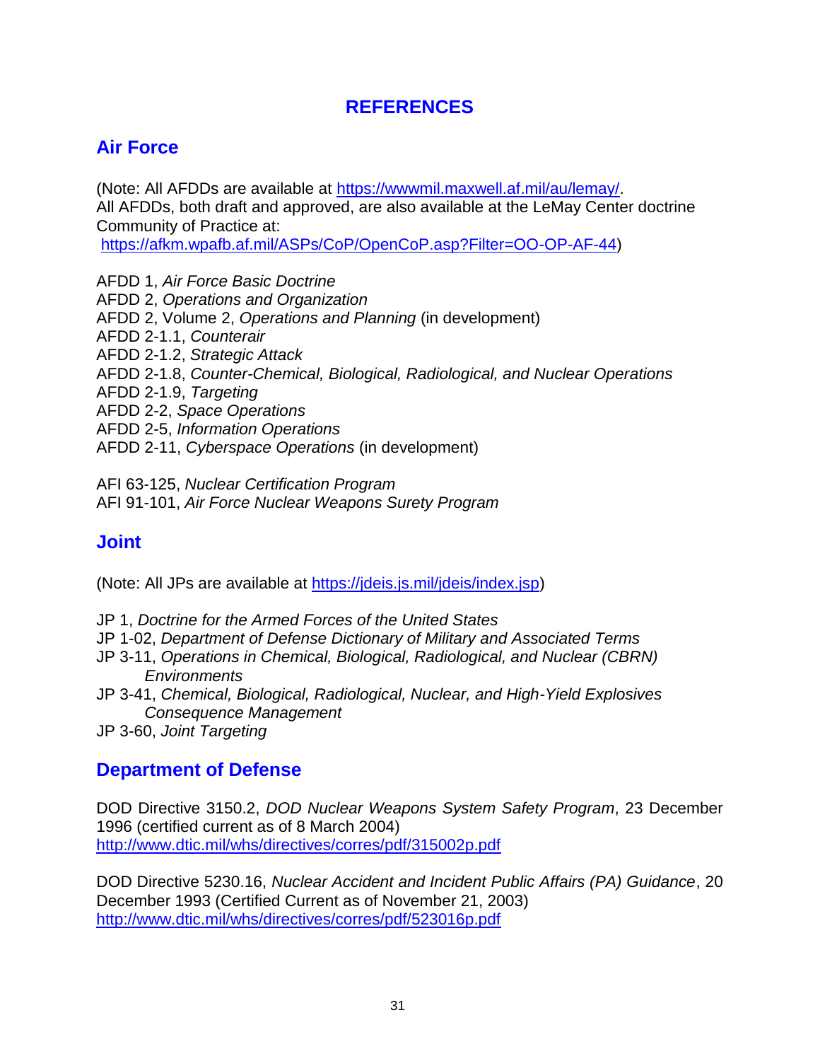# REFERENCES

## Air Force

(Note: All AFDDs are available at https://wwwmil.maxwell.af.mil/au/lemay/.
All AFDDs, both draft and approved, are also available at the LeMay Center doctrine Community of Practice at:
https://afkm.wpafb.af.mil/ASPs/CoP/OpenCoP.asp?Filter=OO-OP-AF-44)

AFDD 1, *Air Force Basic Doctrine*
AFDD 2, *Operations and Organization*
AFDD 2, Volume 2, *Operations and Planning* (in development)
AFDD 2-1.1, *Counterair*
AFDD 2-1.2, *Strategic Attack*
AFDD 2-1.8, *Counter-Chemical, Biological, Radiological, and Nuclear Operations*
AFDD 2-1.9, *Targeting*
AFDD 2-2, *Space Operations*
AFDD 2-5, *Information Operations*
AFDD 2-11, *Cyberspace Operations* (in development)

AFI 63-125, *Nuclear Certification Program*
AFI 91-101, *Air Force Nuclear Weapons Surety Program*

## Joint

(Note: All JPs are available at https://jdeis.js.mil/jdeis/index.jsp)

JP 1, *Doctrine for the Armed Forces of the United States*
JP 1-02, *Department of Defense Dictionary of Military and Associated Terms*
JP 3-11, *Operations in Chemical, Biological, Radiological, and Nuclear (CBRN) Environments*
JP 3-41, *Chemical, Biological, Radiological, Nuclear, and High-Yield Explosives Consequence Management*
JP 3-60, *Joint Targeting*

## Department of Defense

DOD Directive 3150.2, *DOD Nuclear Weapons System Safety Program*, 23 December 1996 (certified current as of 8 March 2004)
http://www.dtic.mil/whs/directives/corres/pdf/315002p.pdf

DOD Directive 5230.16, *Nuclear Accident and Incident Public Affairs (PA) Guidance*, 20 December 1993 (Certified Current as of November 21, 2003)
http://www.dtic.mil/whs/directives/corres/pdf/523016p.pdf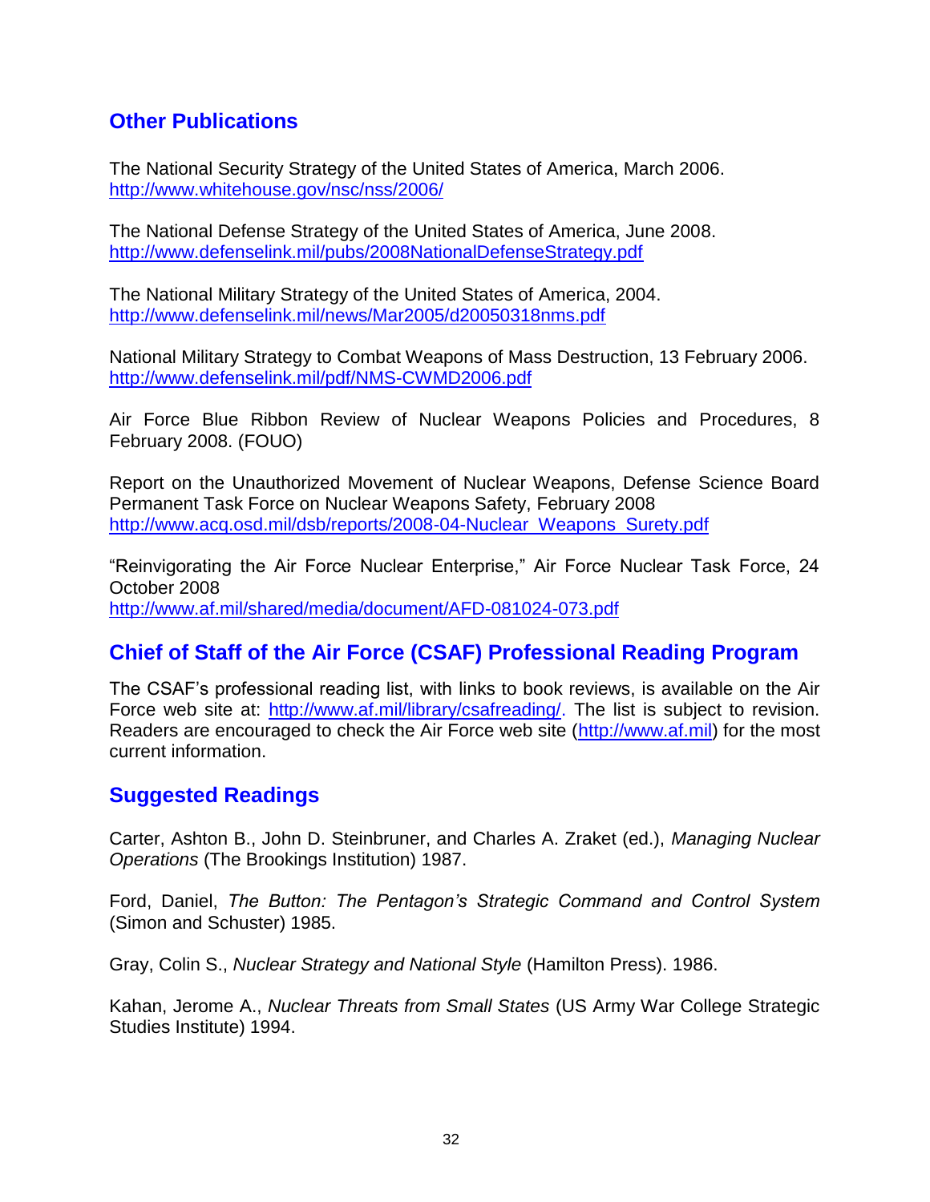## Other Publications

The National Security Strategy of the United States of America, March 2006.
http://www.whitehouse.gov/nsc/nss/2006/

The National Defense Strategy of the United States of America, June 2008.
http://www.defenselink.mil/pubs/2008NationalDefenseStrategy.pdf

The National Military Strategy of the United States of America, 2004.
http://www.defenselink.mil/news/Mar2005/d20050318nms.pdf

National Military Strategy to Combat Weapons of Mass Destruction, 13 February 2006.
http://www.defenselink.mil/pdf/NMS-CWMD2006.pdf

Air Force Blue Ribbon Review of Nuclear Weapons Policies and Procedures, 8 February 2008. (FOUO)

Report on the Unauthorized Movement of Nuclear Weapons, Defense Science Board Permanent Task Force on Nuclear Weapons Safety, February 2008
http://www.acq.osd.mil/dsb/reports/2008-04-Nuclear_Weapons_Surety.pdf

"Reinvigorating the Air Force Nuclear Enterprise," Air Force Nuclear Task Force, 24 October 2008
http://www.af.mil/shared/media/document/AFD-081024-073.pdf

## Chief of Staff of the Air Force (CSAF) Professional Reading Program

The CSAF's professional reading list, with links to book reviews, is available on the Air Force web site at: http://www.af.mil/library/csafreading/. The list is subject to revision. Readers are encouraged to check the Air Force web site (http://www.af.mil) for the most current information.

## Suggested Readings

Carter, Ashton B., John D. Steinbruner, and Charles A. Zraket (ed.), *Managing Nuclear Operations* (The Brookings Institution) 1987.

Ford, Daniel, *The Button: The Pentagon's Strategic Command and Control System* (Simon and Schuster) 1985.

Gray, Colin S., *Nuclear Strategy and National Style* (Hamilton Press). 1986.

Kahan, Jerome A., *Nuclear Threats from Small States* (US Army War College Strategic Studies Institute) 1994.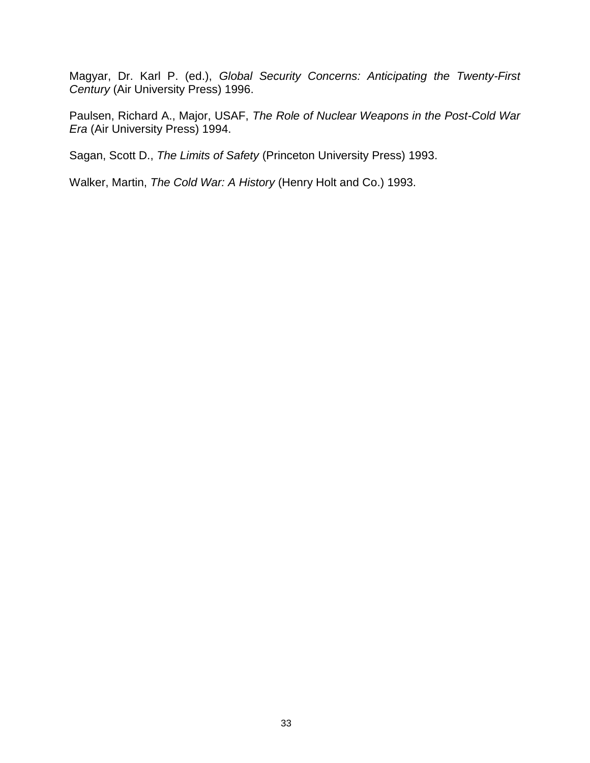Magyar, Dr. Karl P. (ed.), *Global Security Concerns: Anticipating the Twenty-First Century* (Air University Press) 1996.

Paulsen, Richard A., Major, USAF, *The Role of Nuclear Weapons in the Post-Cold War Era* (Air University Press) 1994.

Sagan, Scott D., *The Limits of Safety* (Princeton University Press) 1993.

Walker, Martin, *The Cold War: A History* (Henry Holt and Co.) 1993.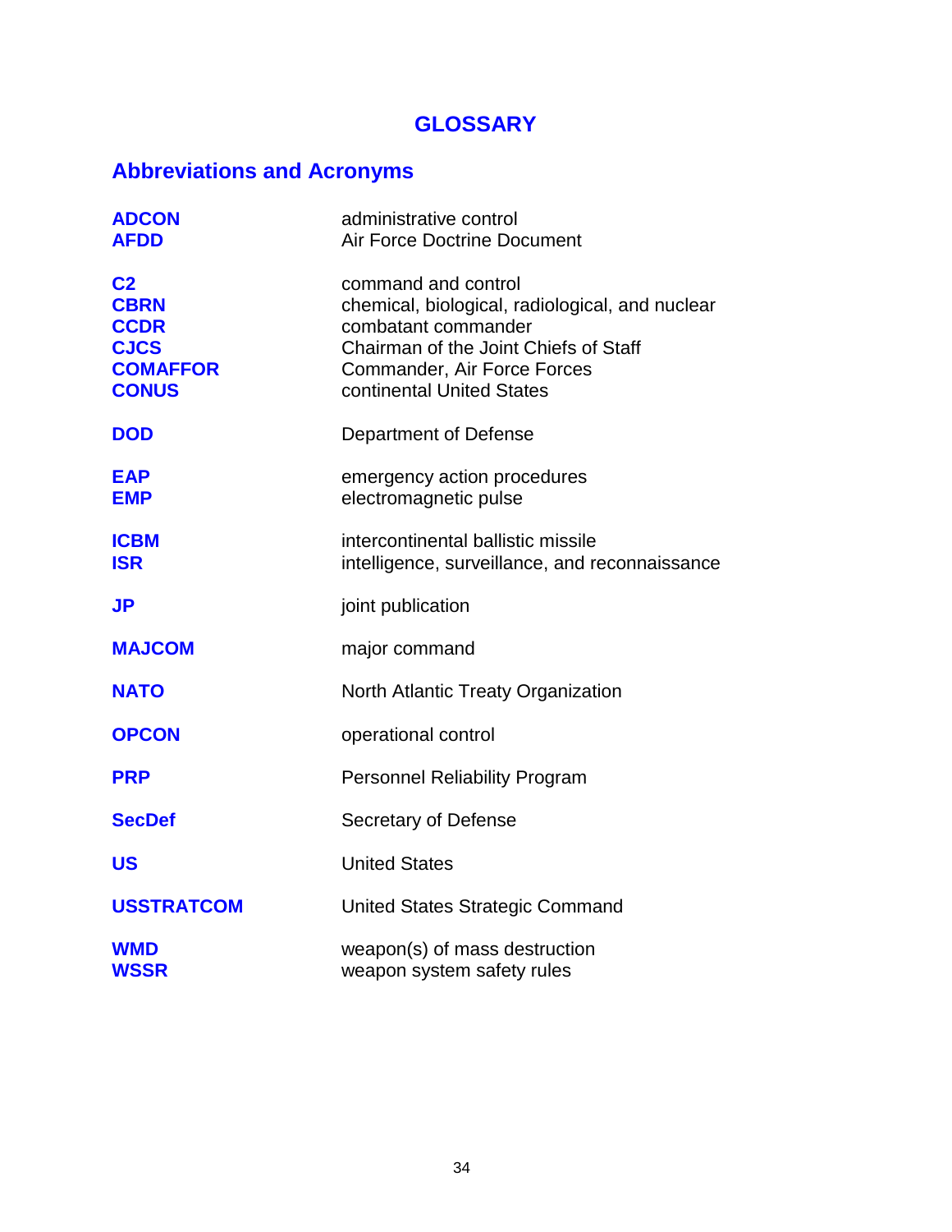# GLOSSARY

## Abbreviations and Acronyms

| | |
|---|---|
| **ADCON** | administrative control |
| **AFDD** | Air Force Doctrine Document |
| **C2** | command and control |
| **CBRN** | chemical, biological, radiological, and nuclear |
| **CCDR** | combatant commander |
| **CJCS** | Chairman of the Joint Chiefs of Staff |
| **COMAFFOR** | Commander, Air Force Forces |
| **CONUS** | continental United States |
| **DOD** | Department of Defense |
| **EAP** | emergency action procedures |
| **EMP** | electromagnetic pulse |
| **ICBM** | intercontinental ballistic missile |
| **ISR** | intelligence, surveillance, and reconnaissance |
| **JP** | joint publication |
| **MAJCOM** | major command |
| **NATO** | North Atlantic Treaty Organization |
| **OPCON** | operational control |
| **PRP** | Personnel Reliability Program |
| **SecDef** | Secretary of Defense |
| **US** | United States |
| **USSTRATCOM** | United States Strategic Command |
| **WMD** | weapon(s) of mass destruction |
| **WSSR** | weapon system safety rules |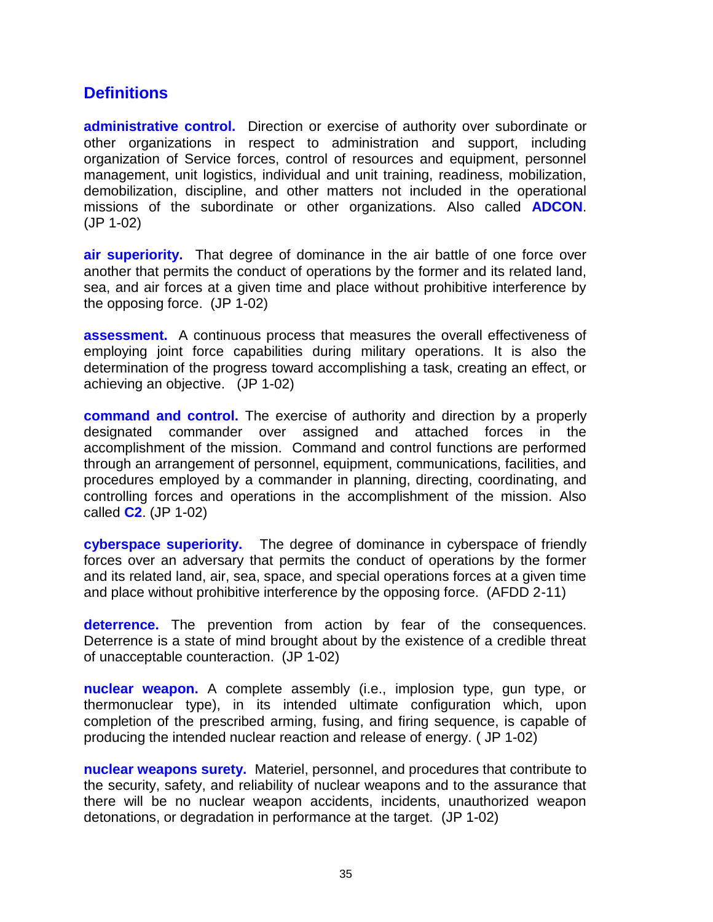## Definitions

**administrative control.** Direction or exercise of authority over subordinate or other organizations in respect to administration and support, including organization of Service forces, control of resources and equipment, personnel management, unit logistics, individual and unit training, readiness, mobilization, demobilization, discipline, and other matters not included in the operational missions of the subordinate or other organizations. Also called **ADCON**. (JP 1-02)

**air superiority.** That degree of dominance in the air battle of one force over another that permits the conduct of operations by the former and its related land, sea, and air forces at a given time and place without prohibitive interference by the opposing force. (JP 1-02)

**assessment.** A continuous process that measures the overall effectiveness of employing joint force capabilities during military operations. It is also the determination of the progress toward accomplishing a task, creating an effect, or achieving an objective. (JP 1-02)

**command and control.** The exercise of authority and direction by a properly designated commander over assigned and attached forces in the accomplishment of the mission. Command and control functions are performed through an arrangement of personnel, equipment, communications, facilities, and procedures employed by a commander in planning, directing, coordinating, and controlling forces and operations in the accomplishment of the mission. Also called **C2**. (JP 1-02)

**cyberspace superiority.** The degree of dominance in cyberspace of friendly forces over an adversary that permits the conduct of operations by the former and its related land, air, sea, space, and special operations forces at a given time and place without prohibitive interference by the opposing force. (AFDD 2-11)

**deterrence.** The prevention from action by fear of the consequences. Deterrence is a state of mind brought about by the existence of a credible threat of unacceptable counteraction. (JP 1-02)

**nuclear weapon.** A complete assembly (i.e., implosion type, gun type, or thermonuclear type), in its intended ultimate configuration which, upon completion of the prescribed arming, fusing, and firing sequence, is capable of producing the intended nuclear reaction and release of energy. ( JP 1-02)

**nuclear weapons surety.** Materiel, personnel, and procedures that contribute to the security, safety, and reliability of nuclear weapons and to the assurance that there will be no nuclear weapon accidents, incidents, unauthorized weapon detonations, or degradation in performance at the target. (JP 1-02)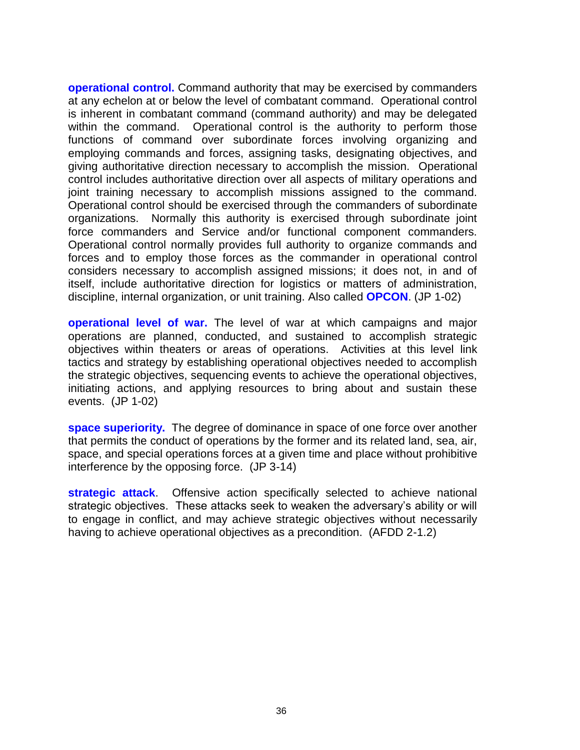**operational control.** Command authority that may be exercised by commanders at any echelon at or below the level of combatant command. Operational control is inherent in combatant command (command authority) and may be delegated within the command. Operational control is the authority to perform those functions of command over subordinate forces involving organizing and employing commands and forces, assigning tasks, designating objectives, and giving authoritative direction necessary to accomplish the mission. Operational control includes authoritative direction over all aspects of military operations and joint training necessary to accomplish missions assigned to the command. Operational control should be exercised through the commanders of subordinate organizations. Normally this authority is exercised through subordinate joint force commanders and Service and/or functional component commanders. Operational control normally provides full authority to organize commands and forces and to employ those forces as the commander in operational control considers necessary to accomplish assigned missions; it does not, in and of itself, include authoritative direction for logistics or matters of administration, discipline, internal organization, or unit training. Also called **OPCON**. (JP 1-02)

**operational level of war.** The level of war at which campaigns and major operations are planned, conducted, and sustained to accomplish strategic objectives within theaters or areas of operations. Activities at this level link tactics and strategy by establishing operational objectives needed to accomplish the strategic objectives, sequencing events to achieve the operational objectives, initiating actions, and applying resources to bring about and sustain these events. (JP 1-02)

**space superiority.** The degree of dominance in space of one force over another that permits the conduct of operations by the former and its related land, sea, air, space, and special operations forces at a given time and place without prohibitive interference by the opposing force. (JP 3-14)

**strategic attack**. Offensive action specifically selected to achieve national strategic objectives. These attacks seek to weaken the adversary's ability or will to engage in conflict, and may achieve strategic objectives without necessarily having to achieve operational objectives as a precondition. (AFDD 2-1.2)